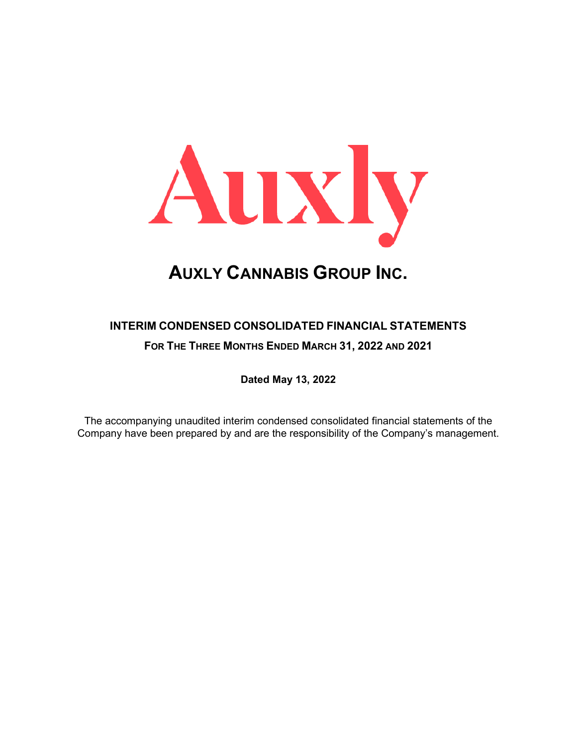# Auxly

# AUXLY CANNABIS GROUP INC.

## INTERIM CONDENSED CONSOLIDATED FINANCIAL STATEMENTS

### FOR THE THREE MONTHS ENDED MARCH 31, 2022 AND 2021

**Dated May 13, 2022**

The accompanying unaudited interim condensed consolidated financial statements of the Company have been prepared by and are the responsibility of the Company's management.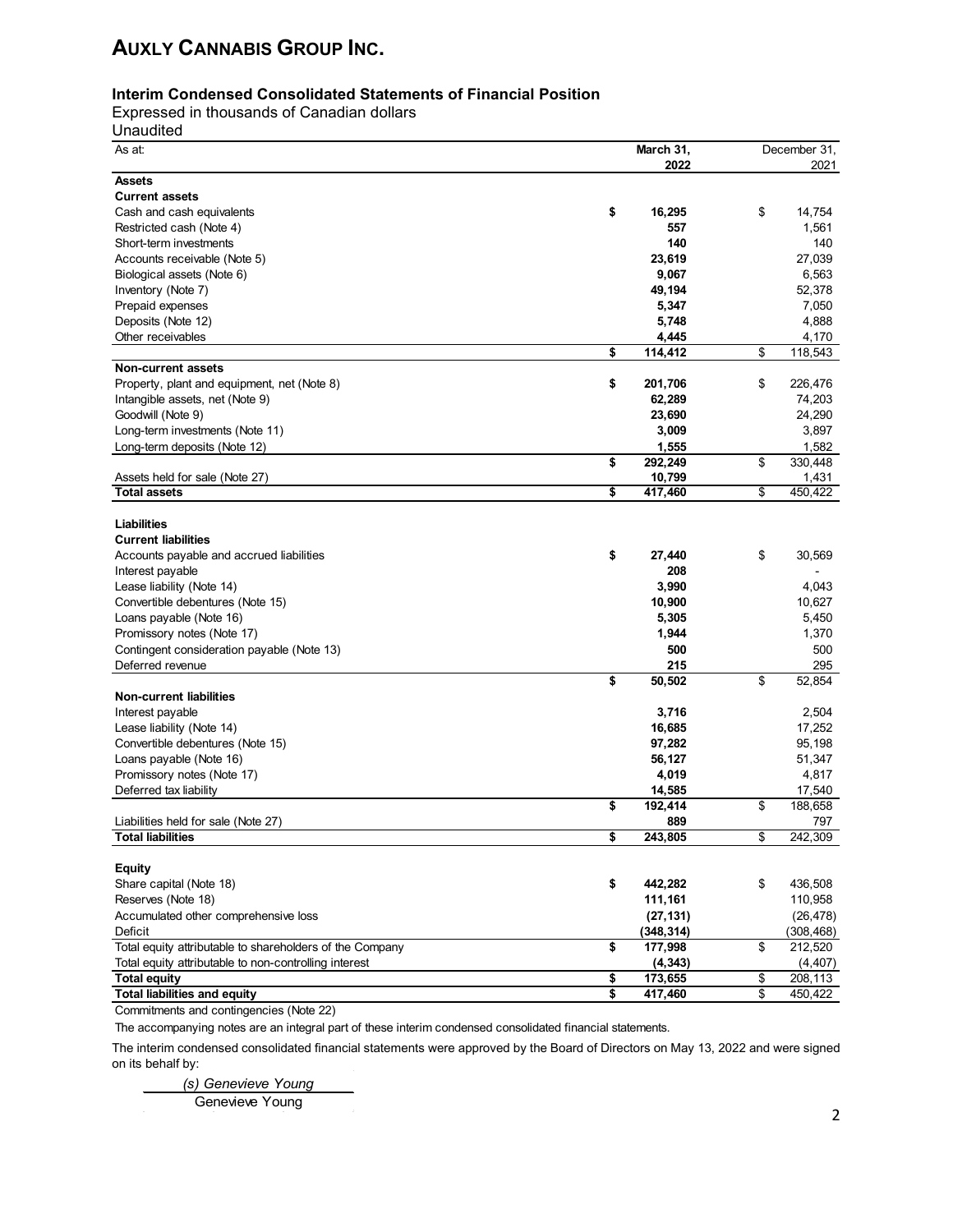# AUXLY CANNABIS GROUP INC.

## Interim Condensed Consolidated Statements of Financial Position

Expressed in thousands of Canadian dollars

Unaudited

| As at: | March 31, 2022 | December 31, 2021 |
|---|---|---|
| **Assets** | | |
| **Current assets** | | |
| Cash and cash equivalents | **$ 16,295** | $ 14,754 |
| Restricted cash (Note 4) | **557** | 1,561 |
| Short-term investments | **140** | 140 |
| Accounts receivable (Note 5) | **23,619** | 27,039 |
| Biological assets (Note 6) | **9,067** | 6,563 |
| Inventory (Note 7) | **49,194** | 52,378 |
| Prepaid expenses | **5,347** | 7,050 |
| Deposits (Note 12) | **5,748** | 4,888 |
| Other receivables | **4,445** | 4,170 |
| | **$ 114,412** | $ 118,543 |
| **Non-current assets** | | |
| Property, plant and equipment, net (Note 8) | **$ 201,706** | $ 226,476 |
| Intangible assets, net (Note 9) | **62,289** | 74,203 |
| Goodwill (Note 9) | **23,690** | 24,290 |
| Long-term investments (Note 11) | **3,009** | 3,897 |
| Long-term deposits (Note 12) | **1,555** | 1,582 |
| | **$ 292,249** | $ 330,448 |
| Assets held for sale (Note 27) | **10,799** | 1,431 |
| **Total assets** | **$ 417,460** | $ 450,422 |
| **Liabilities** | | |
| **Current liabilities** | | |
| Accounts payable and accrued liabilities | **$ 27,440** | $ 30,569 |
| Interest payable | **208** | - |
| Lease liability (Note 14) | **3,990** | 4,043 |
| Convertible debentures (Note 15) | **10,900** | 10,627 |
| Loans payable (Note 16) | **5,305** | 5,450 |
| Promissory notes (Note 17) | **1,944** | 1,370 |
| Contingent consideration payable (Note 13) | **500** | 500 |
| Deferred revenue | **215** | 295 |
| | **$ 50,502** | $ 52,854 |
| **Non-current liabilities** | | |
| Interest payable | **3,716** | 2,504 |
| Lease liability (Note 14) | **16,685** | 17,252 |
| Convertible debentures (Note 15) | **97,282** | 95,198 |
| Loans payable (Note 16) | **56,127** | 51,347 |
| Promissory notes (Note 17) | **4,019** | 4,817 |
| Deferred tax liability | **14,585** | 17,540 |
| | **$ 192,414** | $ 188,658 |
| Liabilities held for sale (Note 27) | **889** | 797 |
| **Total liabilities** | **$ 243,805** | $ 242,309 |
| **Equity** | | |
| Share capital (Note 18) | **$ 442,282** | $ 436,508 |
| Reserves (Note 18) | **111,161** | 110,958 |
| Accumulated other comprehensive loss | **(27,131)** | (26,478) |
| Deficit | **(348,314)** | (308,468) |
| Total equity attributable to shareholders of the Company | **$ 177,998** | $ 212,520 |
| Total equity attributable to non-controlling interest | **(4,343)** | (4,407) |
| **Total equity** | **$ 173,655** | $ 208,113 |
| **Total liabilities and equity** | **$ 417,460** | $ 450,422 |

Commitments and contingencies (Note 22)

The accompanying notes are an integral part of these interim condensed consolidated financial statements.

The interim condensed consolidated financial statements were approved by the Board of Directors on May 13, 2022 and were signed on its behalf by:

*(s) Genevieve Young*

Genevieve Young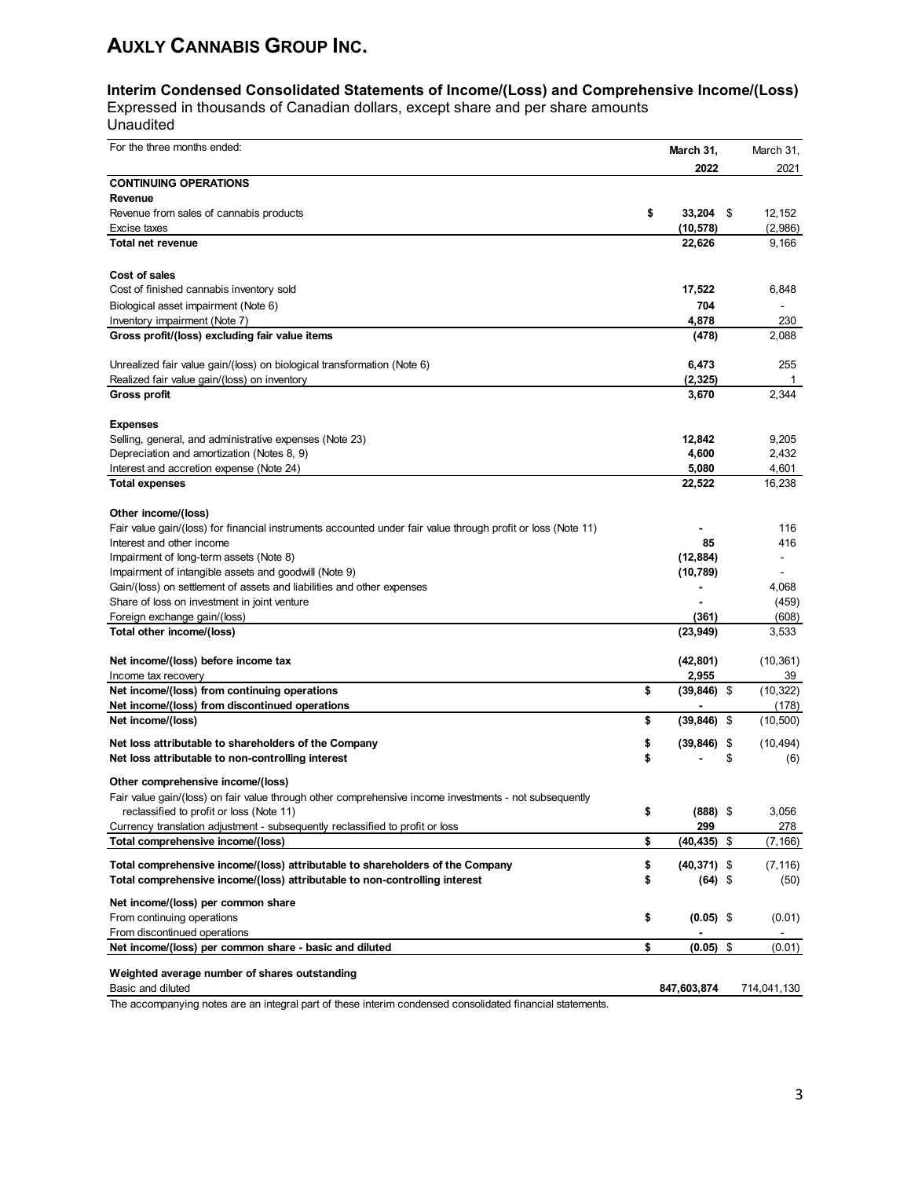# AUXLY CANNABIS GROUP INC.

## Interim Condensed Consolidated Statements of Income/(Loss) and Comprehensive Income/(Loss)

Expressed in thousands of Canadian dollars, except share and per share amounts
Unaudited

| For the three months ended: | March 31, 2022 | March 31, 2021 |
|---|---|---|
| **CONTINUING OPERATIONS** | | |
| **Revenue** | | |
| Revenue from sales of cannabis products | $ 33,204 | $ 12,152 |
| Excise taxes | (10,578) | (2,986) |
| **Total net revenue** | 22,626 | 9,166 |
| | | |
| **Cost of sales** | | |
| Cost of finished cannabis inventory sold | 17,522 | 6,848 |
| Biological asset impairment (Note 6) | 704 | - |
| Inventory impairment (Note 7) | 4,878 | 230 |
| **Gross profit/(loss) excluding fair value items** | (478) | 2,088 |
| | | |
| Unrealized fair value gain/(loss) on biological transformation (Note 6) | 6,473 | 255 |
| Realized fair value gain/(loss) on inventory | (2,325) | 1 |
| **Gross profit** | 3,670 | 2,344 |
| | | |
| **Expenses** | | |
| Selling, general, and administrative expenses (Note 23) | 12,842 | 9,205 |
| Depreciation and amortization (Notes 8, 9) | 4,600 | 2,432 |
| Interest and accretion expense (Note 24) | 5,080 | 4,601 |
| **Total expenses** | 22,522 | 16,238 |
| | | |
| **Other income/(loss)** | | |
| Fair value gain/(loss) for financial instruments accounted under fair value through profit or loss (Note 11) | - | 116 |
| Interest and other income | 85 | 416 |
| Impairment of long-term assets (Note 8) | (12,884) | - |
| Impairment of intangible assets and goodwill (Note 9) | (10,789) | - |
| Gain/(loss) on settlement of assets and liabilities and other expenses | - | 4,068 |
| Share of loss on investment in joint venture | - | (459) |
| Foreign exchange gain/(loss) | (361) | (608) |
| **Total other income/(loss)** | (23,949) | 3,533 |
| | | |
| **Net income/(loss) before income tax** | (42,801) | (10,361) |
| Income tax recovery | 2,955 | 39 |
| **Net income/(loss) from continuing operations** | $ (39,846) | $ (10,322) |
| **Net income/(loss) from discontinued operations** | - | (178) |
| **Net income/(loss)** | $ (39,846) | $ (10,500) |
| | | |
| **Net loss attributable to shareholders of the Company** | $ (39,846) | $ (10,494) |
| **Net loss attributable to non-controlling interest** | $ - | $ (6) |
| | | |
| **Other comprehensive income/(loss)** | | |
| Fair value gain/(loss) on fair value through other comprehensive income investments - not subsequently reclassified to profit or loss (Note 11) | $ (888) | $ 3,056 |
| Currency translation adjustment - subsequently reclassified to profit or loss | 299 | 278 |
| **Total comprehensive income/(loss)** | $ (40,435) | $ (7,166) |
| | | |
| **Total comprehensive income/(loss) attributable to shareholders of the Company** | $ (40,371) | $ (7,116) |
| **Total comprehensive income/(loss) attributable to non-controlling interest** | $ (64) | $ (50) |
| | | |
| **Net income/(loss) per common share** | | |
| From continuing operations | $ (0.05) | $ (0.01) |
| From discontinued operations | - | - |
| **Net income/(loss) per common share - basic and diluted** | $ (0.05) | $ (0.01) |
| | | |
| **Weighted average number of shares outstanding** | | |
| Basic and diluted | 847,603,874 | 714,041,130 |

The accompanying notes are an integral part of these interim condensed consolidated financial statements.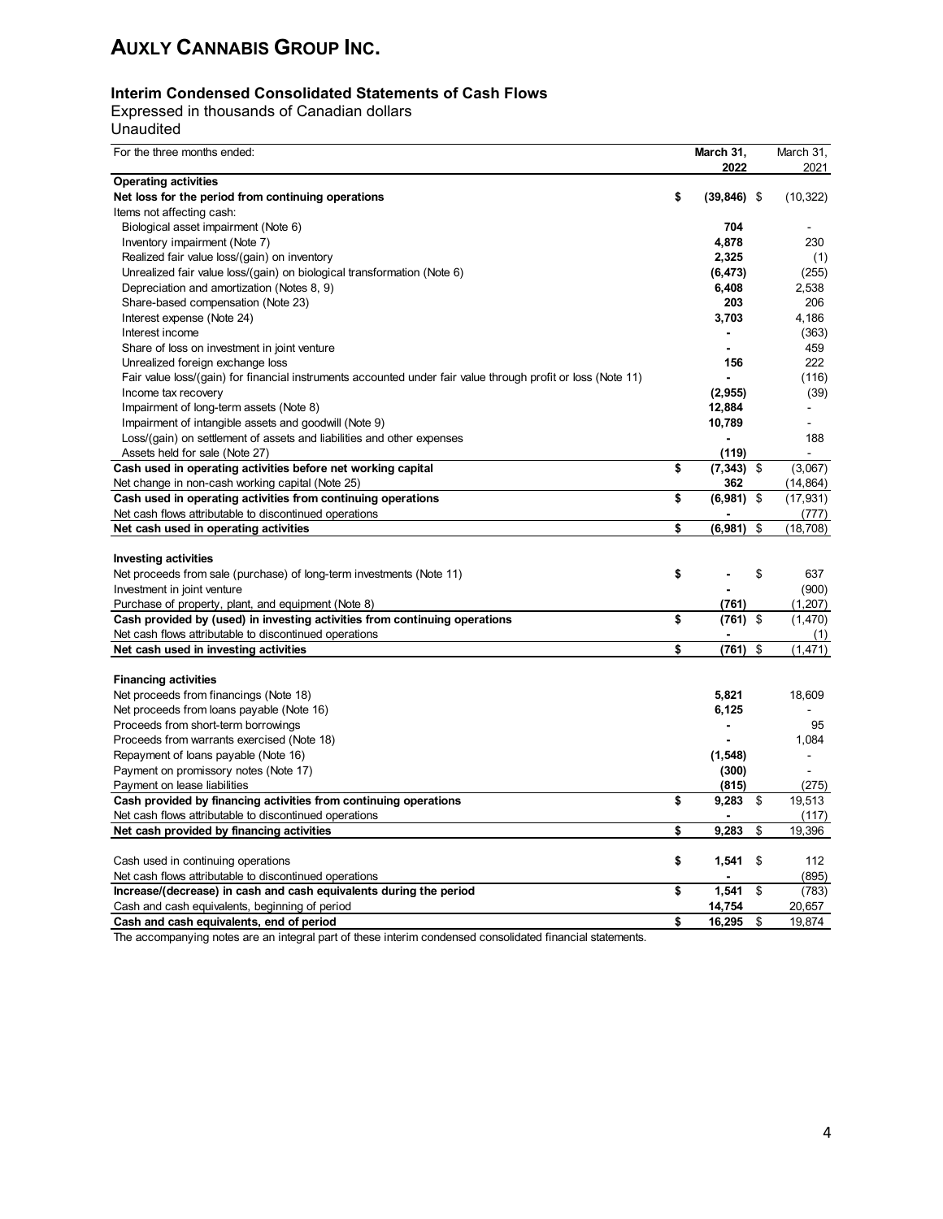# AUXLY CANNABIS GROUP INC.

### Interim Condensed Consolidated Statements of Cash Flows

Expressed in thousands of Canadian dollars
Unaudited

| For the three months ended: | March 31, 2022 | March 31, 2021 |
|---|---|---|
| **Operating activities** | | |
| **Net loss for the period from continuing operations** | **$ (39,846)** | $ (10,322) |
| Items not affecting cash: | | |
| Biological asset impairment (Note 6) | **704** | - |
| Inventory impairment (Note 7) | **4,878** | 230 |
| Realized fair value loss/(gain) on inventory | **2,325** | (1) |
| Unrealized fair value loss/(gain) on biological transformation (Note 6) | **(6,473)** | (255) |
| Depreciation and amortization (Notes 8, 9) | **6,408** | 2,538 |
| Share-based compensation (Note 23) | **203** | 206 |
| Interest expense (Note 24) | **3,703** | 4,186 |
| Interest income | **-** | (363) |
| Share of loss on investment in joint venture | **-** | 459 |
| Unrealized foreign exchange loss | **156** | 222 |
| Fair value loss/(gain) for financial instruments accounted under fair value through profit or loss (Note 11) | **-** | (116) |
| Income tax recovery | **(2,955)** | (39) |
| Impairment of long-term assets (Note 8) | **12,884** | - |
| Impairment of intangible assets and goodwill (Note 9) | **10,789** | - |
| Loss/(gain) on settlement of assets and liabilities and other expenses | **-** | 188 |
| Assets held for sale (Note 27) | **(119)** | - |
| **Cash used in operating activities before net working capital** | **$ (7,343)** | $ (3,067) |
| Net change in non-cash working capital (Note 25) | **362** | (14,864) |
| **Cash used in operating activities from continuing operations** | **$ (6,981)** | $ (17,931) |
| Net cash flows attributable to discontinued operations | **-** | (777) |
| **Net cash used in operating activities** | **$ (6,981)** | $ (18,708) |
| | | |
| **Investing activities** | | |
| Net proceeds from sale (purchase) of long-term investments (Note 11) | **$ -** | $ 637 |
| Investment in joint venture | **-** | (900) |
| Purchase of property, plant, and equipment (Note 8) | **(761)** | (1,207) |
| **Cash provided by (used) in investing activities from continuing operations** | **$ (761)** | $ (1,470) |
| Net cash flows attributable to discontinued operations | **-** | (1) |
| **Net cash used in investing activities** | **$ (761)** | $ (1,471) |
| | | |
| **Financing activities** | | |
| Net proceeds from financings (Note 18) | **5,821** | 18,609 |
| Net proceeds from loans payable (Note 16) | **6,125** | - |
| Proceeds from short-term borrowings | **-** | 95 |
| Proceeds from warrants exercised (Note 18) | **-** | 1,084 |
| Repayment of loans payable (Note 16) | **(1,548)** | - |
| Payment on promissory notes (Note 17) | **(300)** | - |
| Payment on lease liabilities | **(815)** | (275) |
| **Cash provided by financing activities from continuing operations** | **$ 9,283** | $ 19,513 |
| Net cash flows attributable to discontinued operations | **-** | (117) |
| **Net cash provided by financing activities** | **$ 9,283** | $ 19,396 |
| | | |
| Cash used in continuing operations | **$ 1,541** | $ 112 |
| Net cash flows attributable to discontinued operations | **-** | (895) |
| **Increase/(decrease) in cash and cash equivalents during the period** | **$ 1,541** | $ (783) |
| Cash and cash equivalents, beginning of period | **14,754** | 20,657 |
| **Cash and cash equivalents, end of period** | **$ 16,295** | $ 19,874 |

The accompanying notes are an integral part of these interim condensed consolidated financial statements.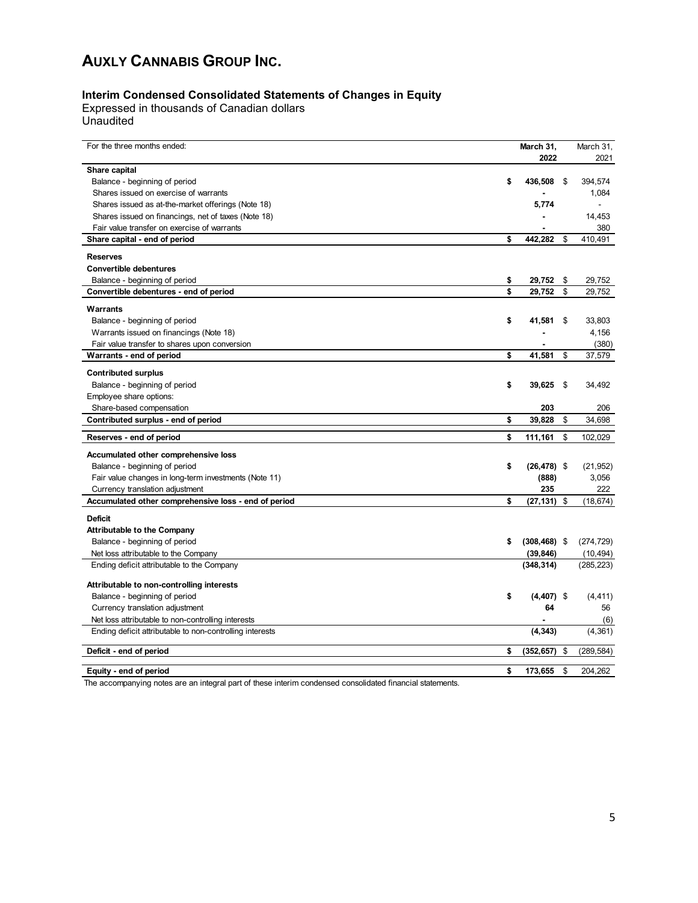# AUXLY CANNABIS GROUP INC.

## Interim Condensed Consolidated Statements of Changes in Equity

Expressed in thousands of Canadian dollars
Unaudited

| For the three months ended: | March 31, 2022 | March 31, 2021 |
|---|---|---|
| **Share capital** | | |
| Balance - beginning of period | **$ 436,508** | $ 394,574 |
| Shares issued on exercise of warrants | **-** | 1,084 |
| Shares issued as at-the-market offerings (Note 18) | **5,774** | - |
| Shares issued on financings, net of taxes (Note 18) | **-** | 14,453 |
| Fair value transfer on exercise of warrants | **-** | 380 |
| **Share capital - end of period** | **$ 442,282** | $ 410,491 |
| **Reserves** | | |
| **Convertible debentures** | | |
| Balance - beginning of period | **$ 29,752** | $ 29,752 |
| **Convertible debentures - end of period** | **$ 29,752** | $ 29,752 |
| **Warrants** | | |
| Balance - beginning of period | **$ 41,581** | $ 33,803 |
| Warrants issued on financings (Note 18) | **-** | 4,156 |
| Fair value transfer to shares upon conversion | **-** | (380) |
| **Warrants - end of period** | **$ 41,581** | $ 37,579 |
| **Contributed surplus** | | |
| Balance - beginning of period | **$ 39,625** | $ 34,492 |
| Employee share options: | | |
| Share-based compensation | **203** | 206 |
| **Contributed surplus - end of period** | **$ 39,828** | $ 34,698 |
| **Reserves - end of period** | **$ 111,161** | $ 102,029 |
| **Accumulated other comprehensive loss** | | |
| Balance - beginning of period | **$ (26,478)** | $ (21,952) |
| Fair value changes in long-term investments (Note 11) | **(888)** | 3,056 |
| Currency translation adjustment | **235** | 222 |
| **Accumulated other comprehensive loss - end of period** | **$ (27,131)** | $ (18,674) |
| **Deficit** | | |
| **Attributable to the Company** | | |
| Balance - beginning of period | **$ (308,468)** | $ (274,729) |
| Net loss attributable to the Company | **(39,846)** | (10,494) |
| Ending deficit attributable to the Company | **(348,314)** | (285,223) |
| **Attributable to non-controlling interests** | | |
| Balance - beginning of period | **$ (4,407)** | $ (4,411) |
| Currency translation adjustment | **64** | 56 |
| Net loss attributable to non-controlling interests | **-** | (6) |
| Ending deficit attributable to non-controlling interests | **(4,343)** | (4,361) |
| **Deficit - end of period** | **$ (352,657)** | $ (289,584) |
| **Equity - end of period** | **$ 173,655** | $ 204,262 |

The accompanying notes are an integral part of these interim condensed consolidated financial statements.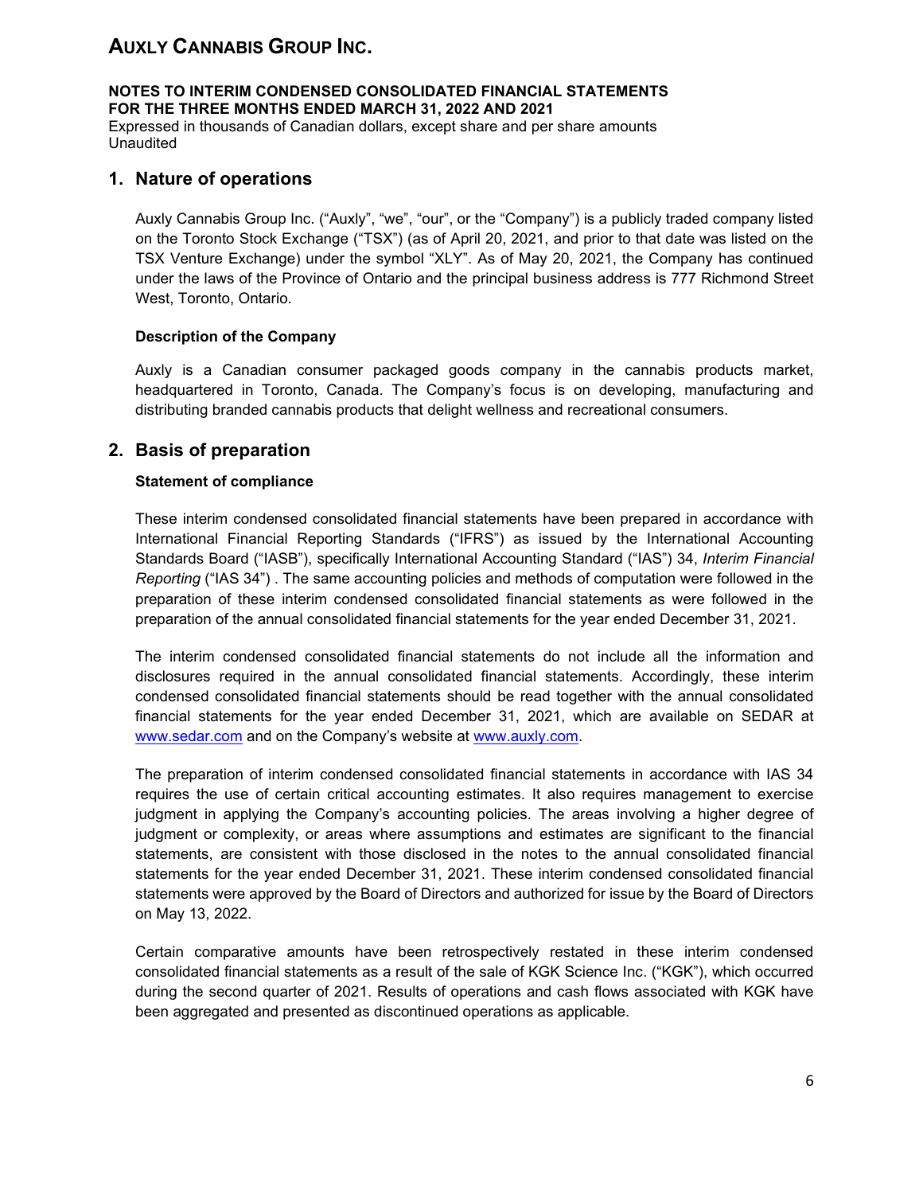## 1. Nature of operations

Auxly Cannabis Group Inc. ("Auxly", "we", "our", or the "Company") is a publicly traded company listed on the Toronto Stock Exchange ("TSX") (as of April 20, 2021, and prior to that date was listed on the TSX Venture Exchange) under the symbol "XLY". As of May 20, 2021, the Company has continued under the laws of the Province of Ontario and the principal business address is 777 Richmond Street West, Toronto, Ontario.

**Description of the Company**

Auxly is a Canadian consumer packaged goods company in the cannabis products market, headquartered in Toronto, Canada. The Company's focus is on developing, manufacturing and distributing branded cannabis products that delight wellness and recreational consumers.

## 2. Basis of preparation

**Statement of compliance**

These interim condensed consolidated financial statements have been prepared in accordance with International Financial Reporting Standards ("IFRS") as issued by the International Accounting Standards Board ("IASB"), specifically International Accounting Standard ("IAS") 34, *Interim Financial Reporting* ("IAS 34") . The same accounting policies and methods of computation were followed in the preparation of these interim condensed consolidated financial statements as were followed in the preparation of the annual consolidated financial statements for the year ended December 31, 2021.

The interim condensed consolidated financial statements do not include all the information and disclosures required in the annual consolidated financial statements. Accordingly, these interim condensed consolidated financial statements should be read together with the annual consolidated financial statements for the year ended December 31, 2021, which are available on SEDAR at www.sedar.com and on the Company's website at www.auxly.com.

The preparation of interim condensed consolidated financial statements in accordance with IAS 34 requires the use of certain critical accounting estimates. It also requires management to exercise judgment in applying the Company's accounting policies. The areas involving a higher degree of judgment or complexity, or areas where assumptions and estimates are significant to the financial statements, are consistent with those disclosed in the notes to the annual consolidated financial statements for the year ended December 31, 2021. These interim condensed consolidated financial statements were approved by the Board of Directors and authorized for issue by the Board of Directors on May 13, 2022.

Certain comparative amounts have been retrospectively restated in these interim condensed consolidated financial statements as a result of the sale of KGK Science Inc. ("KGK"), which occurred during the second quarter of 2021. Results of operations and cash flows associated with KGK have been aggregated and presented as discontinued operations as applicable.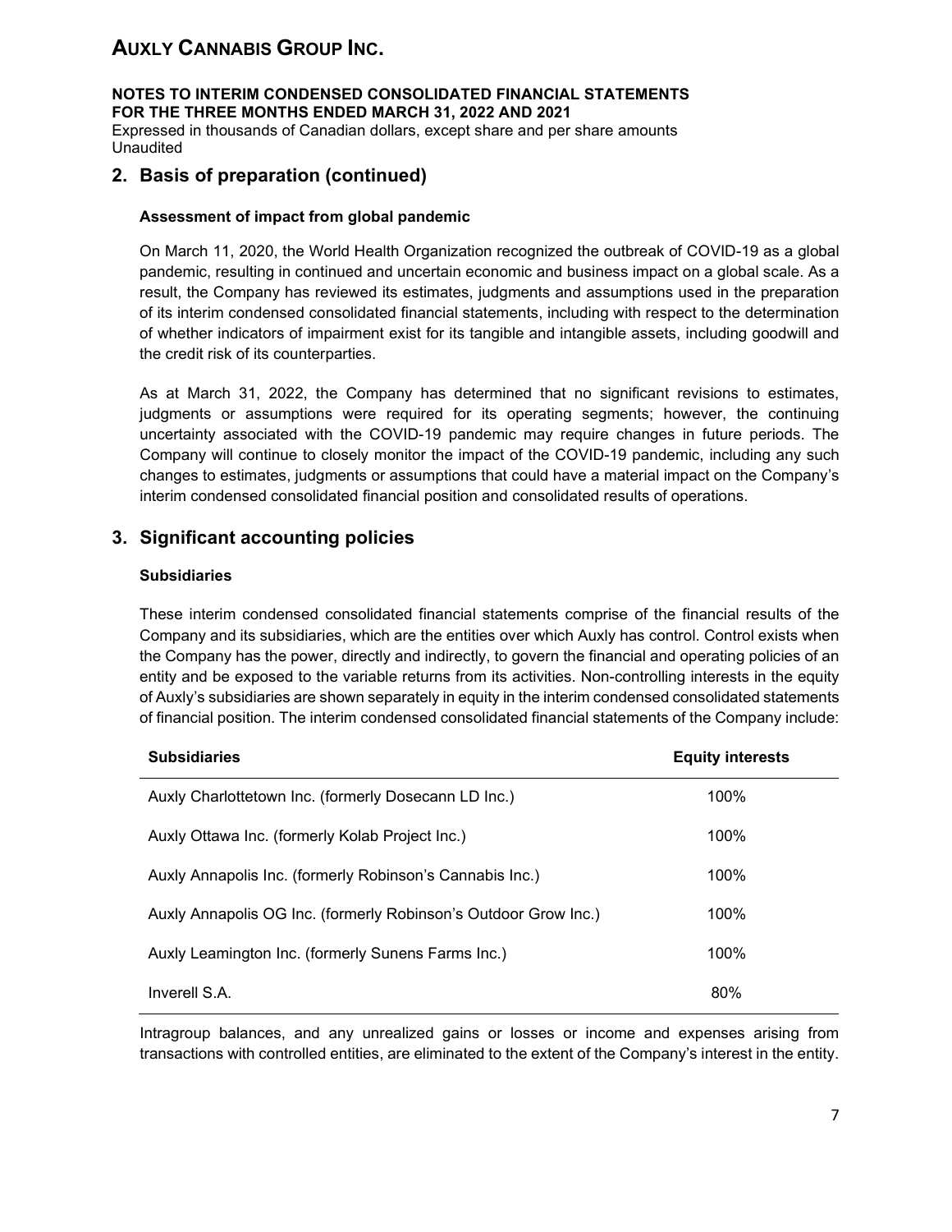## 2. Basis of preparation (continued)

### Assessment of impact from global pandemic

On March 11, 2020, the World Health Organization recognized the outbreak of COVID-19 as a global pandemic, resulting in continued and uncertain economic and business impact on a global scale. As a result, the Company has reviewed its estimates, judgments and assumptions used in the preparation of its interim condensed consolidated financial statements, including with respect to the determination of whether indicators of impairment exist for its tangible and intangible assets, including goodwill and the credit risk of its counterparties.

As at March 31, 2022, the Company has determined that no significant revisions to estimates, judgments or assumptions were required for its operating segments; however, the continuing uncertainty associated with the COVID-19 pandemic may require changes in future periods. The Company will continue to closely monitor the impact of the COVID-19 pandemic, including any such changes to estimates, judgments or assumptions that could have a material impact on the Company's interim condensed consolidated financial position and consolidated results of operations.

## 3. Significant accounting policies

### Subsidiaries

These interim condensed consolidated financial statements comprise of the financial results of the Company and its subsidiaries, which are the entities over which Auxly has control. Control exists when the Company has the power, directly and indirectly, to govern the financial and operating policies of an entity and be exposed to the variable returns from its activities. Non-controlling interests in the equity of Auxly's subsidiaries are shown separately in equity in the interim condensed consolidated statements of financial position. The interim condensed consolidated financial statements of the Company include:

| Subsidiaries | Equity interests |
|---|---|
| Auxly Charlottetown Inc. (formerly Dosecann LD Inc.) | 100% |
| Auxly Ottawa Inc. (formerly Kolab Project Inc.) | 100% |
| Auxly Annapolis Inc. (formerly Robinson's Cannabis Inc.) | 100% |
| Auxly Annapolis OG Inc. (formerly Robinson's Outdoor Grow Inc.) | 100% |
| Auxly Leamington Inc. (formerly Sunens Farms Inc.) | 100% |
| Inverell S.A. | 80% |

Intragroup balances, and any unrealized gains or losses or income and expenses arising from transactions with controlled entities, are eliminated to the extent of the Company's interest in the entity.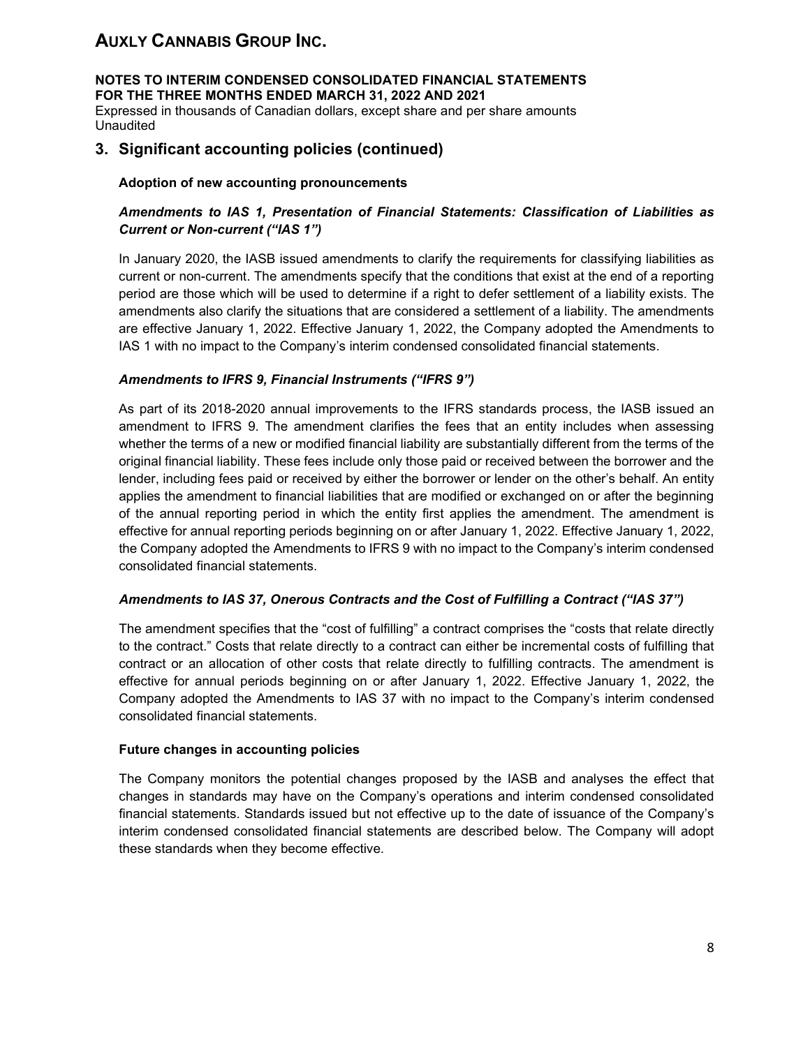## 3. Significant accounting policies (continued)

### Adoption of new accounting pronouncements

***Amendments to IAS 1, Presentation of Financial Statements: Classification of Liabilities as Current or Non-current ("IAS 1")***

In January 2020, the IASB issued amendments to clarify the requirements for classifying liabilities as current or non-current. The amendments specify that the conditions that exist at the end of a reporting period are those which will be used to determine if a right to defer settlement of a liability exists. The amendments also clarify the situations that are considered a settlement of a liability. The amendments are effective January 1, 2022. Effective January 1, 2022, the Company adopted the Amendments to IAS 1 with no impact to the Company's interim condensed consolidated financial statements.

***Amendments to IFRS 9, Financial Instruments ("IFRS 9")***

As part of its 2018-2020 annual improvements to the IFRS standards process, the IASB issued an amendment to IFRS 9. The amendment clarifies the fees that an entity includes when assessing whether the terms of a new or modified financial liability are substantially different from the terms of the original financial liability. These fees include only those paid or received between the borrower and the lender, including fees paid or received by either the borrower or lender on the other's behalf. An entity applies the amendment to financial liabilities that are modified or exchanged on or after the beginning of the annual reporting period in which the entity first applies the amendment. The amendment is effective for annual reporting periods beginning on or after January 1, 2022. Effective January 1, 2022, the Company adopted the Amendments to IFRS 9 with no impact to the Company's interim condensed consolidated financial statements.

***Amendments to IAS 37, Onerous Contracts and the Cost of Fulfilling a Contract ("IAS 37")***

The amendment specifies that the "cost of fulfilling" a contract comprises the "costs that relate directly to the contract." Costs that relate directly to a contract can either be incremental costs of fulfilling that contract or an allocation of other costs that relate directly to fulfilling contracts. The amendment is effective for annual periods beginning on or after January 1, 2022. Effective January 1, 2022, the Company adopted the Amendments to IAS 37 with no impact to the Company's interim condensed consolidated financial statements.

### Future changes in accounting policies

The Company monitors the potential changes proposed by the IASB and analyses the effect that changes in standards may have on the Company's operations and interim condensed consolidated financial statements. Standards issued but not effective up to the date of issuance of the Company's interim condensed consolidated financial statements are described below. The Company will adopt these standards when they become effective.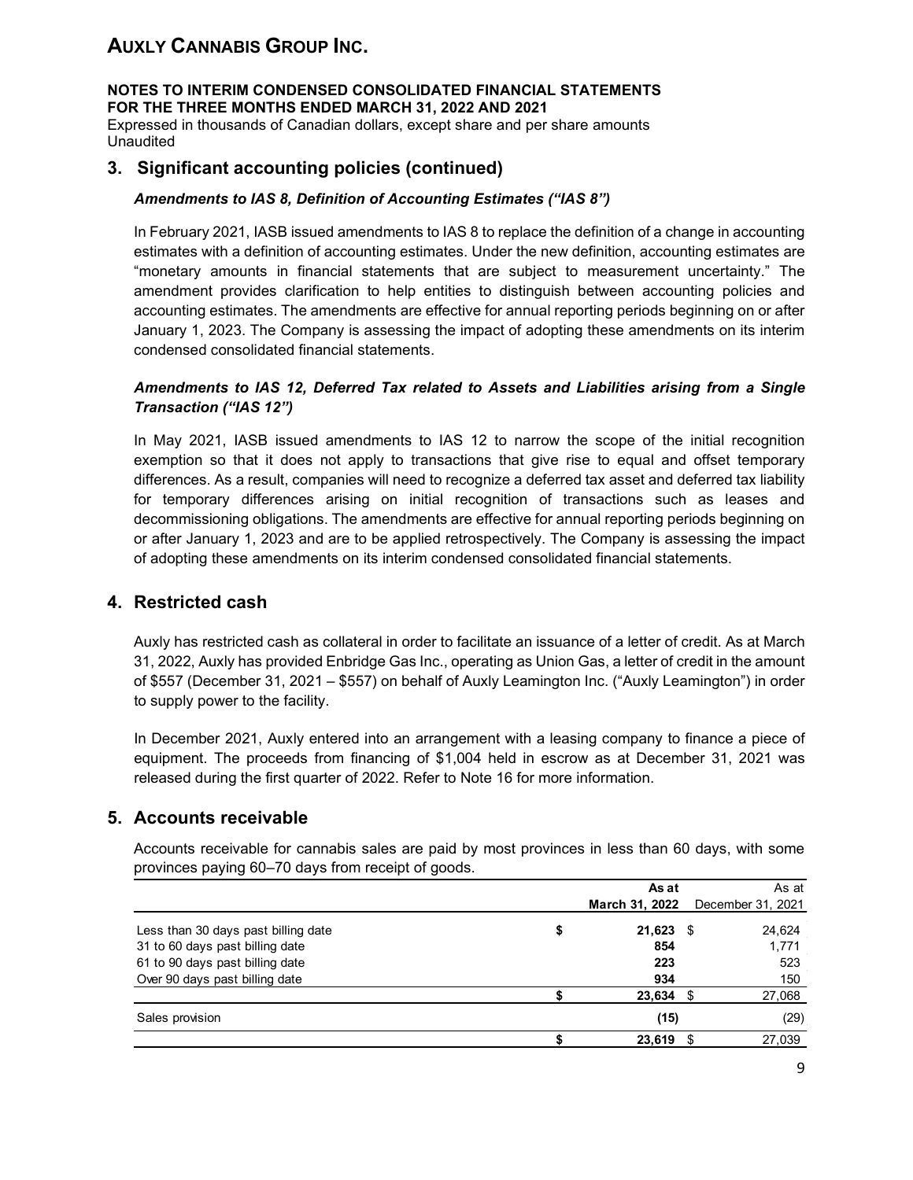# AUXLY CANNABIS GROUP INC.

**NOTES TO INTERIM CONDENSED CONSOLIDATED FINANCIAL STATEMENTS**
**FOR THE THREE MONTHS ENDED MARCH 31, 2022 AND 2021**
Expressed in thousands of Canadian dollars, except share and per share amounts
Unaudited

## 3. Significant accounting policies (continued)

***Amendments to IAS 8, Definition of Accounting Estimates ("IAS 8")***

In February 2021, IASB issued amendments to IAS 8 to replace the definition of a change in accounting estimates with a definition of accounting estimates. Under the new definition, accounting estimates are "monetary amounts in financial statements that are subject to measurement uncertainty." The amendment provides clarification to help entities to distinguish between accounting policies and accounting estimates. The amendments are effective for annual reporting periods beginning on or after January 1, 2023. The Company is assessing the impact of adopting these amendments on its interim condensed consolidated financial statements.

***Amendments to IAS 12, Deferred Tax related to Assets and Liabilities arising from a Single Transaction ("IAS 12")***

In May 2021, IASB issued amendments to IAS 12 to narrow the scope of the initial recognition exemption so that it does not apply to transactions that give rise to equal and offset temporary differences. As a result, companies will need to recognize a deferred tax asset and deferred tax liability for temporary differences arising on initial recognition of transactions such as leases and decommissioning obligations. The amendments are effective for annual reporting periods beginning on or after January 1, 2023 and are to be applied retrospectively. The Company is assessing the impact of adopting these amendments on its interim condensed consolidated financial statements.

## 4. Restricted cash

Auxly has restricted cash as collateral in order to facilitate an issuance of a letter of credit. As at March 31, 2022, Auxly has provided Enbridge Gas Inc., operating as Union Gas, a letter of credit in the amount of $557 (December 31, 2021 – $557) on behalf of Auxly Leamington Inc. ("Auxly Leamington") in order to supply power to the facility.

In December 2021, Auxly entered into an arrangement with a leasing company to finance a piece of equipment. The proceeds from financing of $1,004 held in escrow as at December 31, 2021 was released during the first quarter of 2022. Refer to Note 16 for more information.

## 5. Accounts receivable

Accounts receivable for cannabis sales are paid by most provinces in less than 60 days, with some provinces paying 60–70 days from receipt of goods.

| | **As at March 31, 2022** | As at December 31, 2021 |
|---|---|---|
| Less than 30 days past billing date | $ **21,623** | $ 24,624 |
| 31 to 60 days past billing date | **854** | 1,771 |
| 61 to 90 days past billing date | **223** | 523 |
| Over 90 days past billing date | **934** | 150 |
| | $ **23,634** | $ 27,068 |
| Sales provision | **(15)** | (29) |
| | $ **23,619** | $ 27,039 |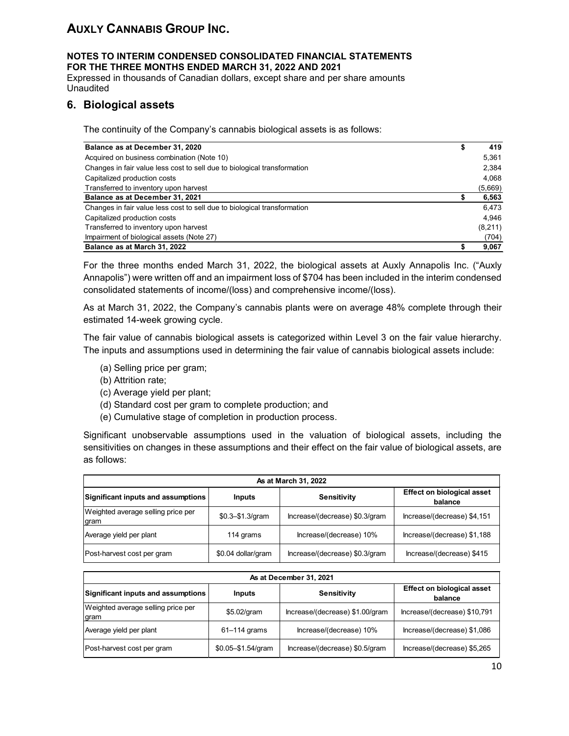# 6. Biological assets

The continuity of the Company's cannabis biological assets is as follows:

| | | |
|---|---|---|
| **Balance as at December 31, 2020** | **$** | **419** |
| Acquired on business combination (Note 10) | | 5,361 |
| Changes in fair value less cost to sell due to biological transformation | | 2,384 |
| Capitalized production costs | | 4,068 |
| Transferred to inventory upon harvest | | (5,669) |
| **Balance as at December 31, 2021** | **$** | **6,563** |
| Changes in fair value less cost to sell due to biological transformation | | 6,473 |
| Capitalized production costs | | 4,946 |
| Transferred to inventory upon harvest | | (8,211) |
| Impairment of biological assets (Note 27) | | (704) |
| **Balance as at March 31, 2022** | **$** | **9,067** |

For the three months ended March 31, 2022, the biological assets at Auxly Annapolis Inc. ("Auxly Annapolis") were written off and an impairment loss of $704 has been included in the interim condensed consolidated statements of income/(loss) and comprehensive income/(loss).

As at March 31, 2022, the Company's cannabis plants were on average 48% complete through their estimated 14-week growing cycle.

The fair value of cannabis biological assets is categorized within Level 3 on the fair value hierarchy. The inputs and assumptions used in determining the fair value of cannabis biological assets include:

(a) Selling price per gram;
(b) Attrition rate;
(c) Average yield per plant;
(d) Standard cost per gram to complete production; and
(e) Cumulative stage of completion in production process.

Significant unobservable assumptions used in the valuation of biological assets, including the sensitivities on changes in these assumptions and their effect on the fair value of biological assets, are as follows:

| As at March 31, 2022 | | | |
|---|---|---|---|
| **Significant inputs and assumptions** | **Inputs** | **Sensitivity** | **Effect on biological asset balance** |
| Weighted average selling price per gram | \$0.3–\$1.3/gram | Increase/(decrease) \$0.3/gram | Increase/(decrease) \$4,151 |
| Average yield per plant | 114 grams | Increase/(decrease) 10% | Increase/(decrease) \$1,188 |
| Post-harvest cost per gram | \$0.04 dollar/gram | Increase/(decrease) \$0.3/gram | Increase/(decrease) \$415 |

| As at December 31, 2021 | | | |
|---|---|---|---|
| **Significant inputs and assumptions** | **Inputs** | **Sensitivity** | **Effect on biological asset balance** |
| Weighted average selling price per gram | \$5.02/gram | Increase/(decrease) \$1.00/gram | Increase/(decrease) \$10,791 |
| Average yield per plant | 61–114 grams | Increase/(decrease) 10% | Increase/(decrease) \$1,086 |
| Post-harvest cost per gram | \$0.05–\$1.54/gram | Increase/(decrease) \$0.5/gram | Increase/(decrease) \$5,265 |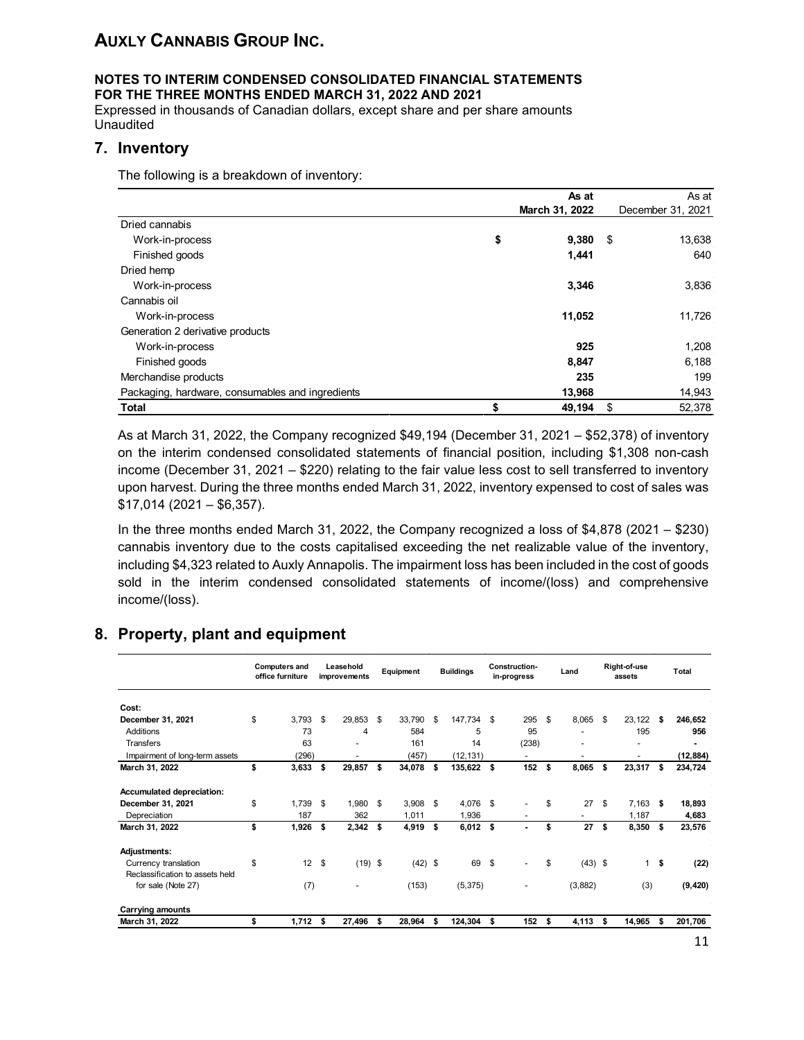# AUXLY CANNABIS GROUP INC.

**NOTES TO INTERIM CONDENSED CONSOLIDATED FINANCIAL STATEMENTS**
**FOR THE THREE MONTHS ENDED MARCH 31, 2022 AND 2021**
Expressed in thousands of Canadian dollars, except share and per share amounts
Unaudited

## 7. Inventory

The following is a breakdown of inventory:

| | As at March 31, 2022 | As at December 31, 2021 |
|---|---|---|
| Dried cannabis | | |
| Work-in-process | **$ 9,380** | $ 13,638 |
| Finished goods | **1,441** | 640 |
| Dried hemp | | |
| Work-in-process | **3,346** | 3,836 |
| Cannabis oil | | |
| Work-in-process | **11,052** | 11,726 |
| Generation 2 derivative products | | |
| Work-in-process | **925** | 1,208 |
| Finished goods | **8,847** | 6,188 |
| Merchandise products | **235** | 199 |
| Packaging, hardware, consumables and ingredients | **13,968** | 14,943 |
| **Total** | **$ 49,194** | $ 52,378 |

As at March 31, 2022, the Company recognized $49,194 (December 31, 2021 – $52,378) of inventory on the interim condensed consolidated statements of financial position, including $1,308 non-cash income (December 31, 2021 – $220) relating to the fair value less cost to sell transferred to inventory upon harvest. During the three months ended March 31, 2022, inventory expensed to cost of sales was $17,014 (2021 – $6,357).

In the three months ended March 31, 2022, the Company recognized a loss of $4,878 (2021 – $230) cannabis inventory due to the costs capitalised exceeding the net realizable value of the inventory, including $4,323 related to Auxly Annapolis. The impairment loss has been included in the cost of goods sold in the interim condensed consolidated statements of income/(loss) and comprehensive income/(loss).

## 8. Property, plant and equipment

| | Computers and office furniture | Leasehold improvements | Equipment | Buildings | Construction-in-progress | Land | Right-of-use assets | Total |
|---|---|---|---|---|---|---|---|---|
| **Cost:** | | | | | | | | |
| **December 31, 2021** | $ 3,793 | $ 29,853 | $ 33,790 | $ 147,734 | $ 295 | $ 8,065 | $ 23,122 | **$ 246,652** |
| Additions | 73 | 4 | 584 | 5 | 95 | - | 195 | **956** |
| Transfers | 63 | - | 161 | 14 | (238) | - | - | **-** |
| Impairment of long-term assets | (296) | - | (457) | (12,131) | - | - | - | **(12,884)** |
| **March 31, 2022** | **$ 3,633** | **$ 29,857** | **$ 34,078** | **$ 135,622** | **$ 152** | **$ 8,065** | **$ 23,317** | **$ 234,724** |
| **Accumulated depreciation:** | | | | | | | | |
| **December 31, 2021** | $ 1,739 | $ 1,980 | $ 3,908 | $ 4,076 | $ - | $ 27 | $ 7,163 | **$ 18,893** |
| Depreciation | 187 | 362 | 1,011 | 1,936 | - | - | 1,187 | **4,683** |
| **March 31, 2022** | **$ 1,926** | **$ 2,342** | **$ 4,919** | **$ 6,012** | **$ -** | **$ 27** | **$ 8,350** | **$ 23,576** |
| **Adjustments:** | | | | | | | | |
| Currency translation | $ 12 | $ (19) | $ (42) | $ 69 | $ - | $ (43) | $ 1 | **$ (22)** |
| Reclassification to assets held for sale (Note 27) | (7) | - | (153) | (5,375) | - | (3,882) | (3) | **(9,420)** |
| **Carrying amounts** | | | | | | | | |
| **March 31, 2022** | **$ 1,712** | **$ 27,496** | **$ 28,964** | **$ 124,304** | **$ 152** | **$ 4,113** | **$ 14,965** | **$ 201,706** |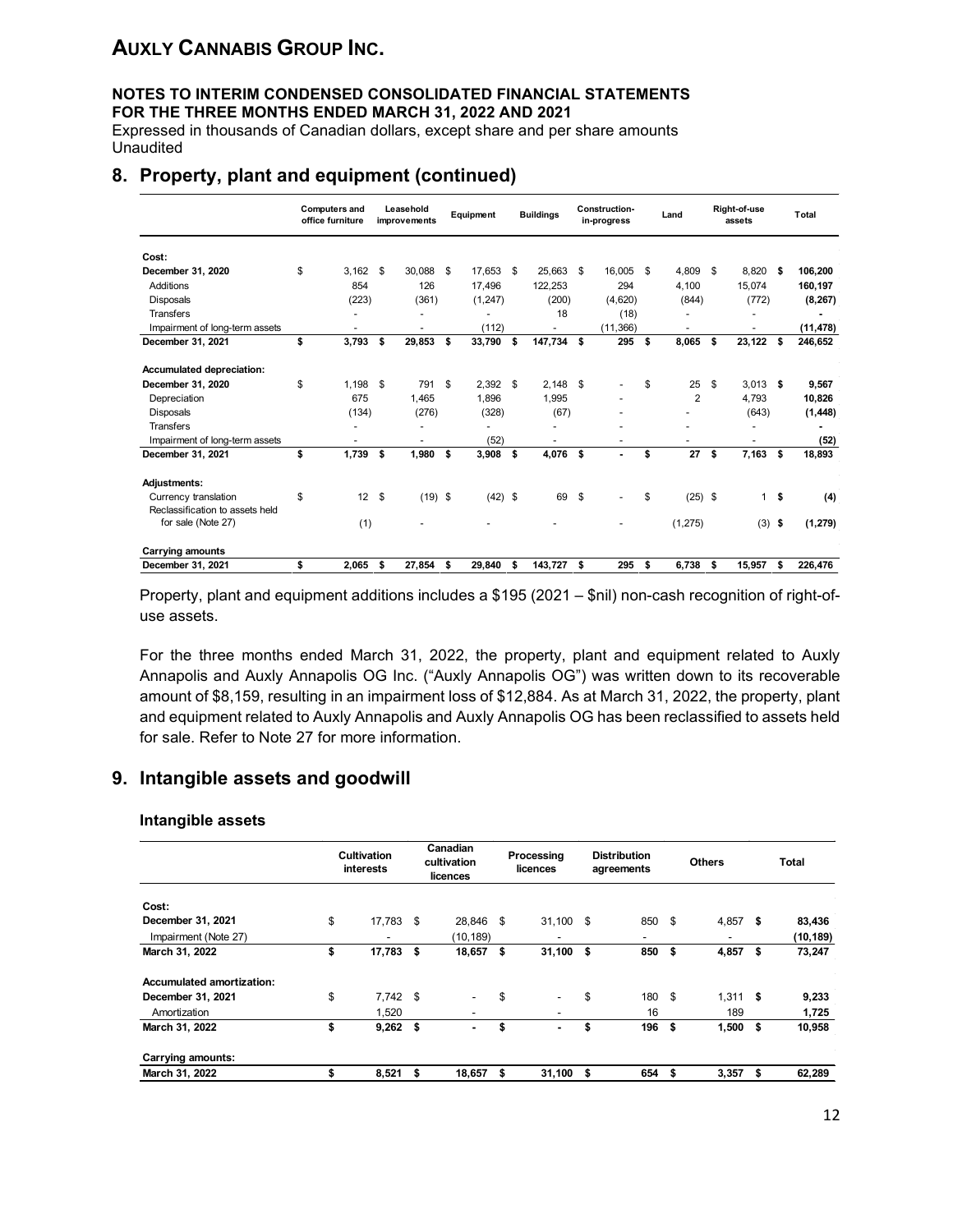# AUXLY CANNABIS GROUP INC.

**NOTES TO INTERIM CONDENSED CONSOLIDATED FINANCIAL STATEMENTS**
**FOR THE THREE MONTHS ENDED MARCH 31, 2022 AND 2021**
Expressed in thousands of Canadian dollars, except share and per share amounts
Unaudited

## 8. Property, plant and equipment (continued)

| | Computers and office furniture | Leasehold improvements | Equipment | Buildings | Construction-in-progress | Land | Right-of-use assets | Total |
|---|---|---|---|---|---|---|---|---|
| **Cost:** | | | | | | | | |
| **December 31, 2020** | $ 3,162 | $ 30,088 | $ 17,653 | $ 25,663 | $ 16,005 | $ 4,809 | $ 8,820 | **$ 106,200** |
| Additions | 854 | 126 | 17,496 | 122,253 | 294 | 4,100 | 15,074 | **160,197** |
| Disposals | (223) | (361) | (1,247) | (200) | (4,620) | (844) | (772) | **(8,267)** |
| Transfers | - | - | - | 18 | (18) | - | - | **-** |
| Impairment of long-term assets | - | - | (112) | - | (11,366) | - | - | **(11,478)** |
| **December 31, 2021** | **$ 3,793** | **$ 29,853** | **$ 33,790** | **$ 147,734** | **$ 295** | **$ 8,065** | **$ 23,122** | **$ 246,652** |
| **Accumulated depreciation:** | | | | | | | | |
| **December 31, 2020** | $ 1,198 | $ 791 | $ 2,392 | $ 2,148 | $ - | $ 25 | $ 3,013 | **$ 9,567** |
| Depreciation | 675 | 1,465 | 1,896 | 1,995 | - | 2 | 4,793 | **10,826** |
| Disposals | (134) | (276) | (328) | (67) | - | - | (643) | **(1,448)** |
| Transfers | - | - | - | - | - | - | - | **-** |
| Impairment of long-term assets | - | - | (52) | - | - | - | - | **(52)** |
| **December 31, 2021** | **$ 1,739** | **$ 1,980** | **$ 3,908** | **$ 4,076** | **$ -** | **$ 27** | **$ 7,163** | **$ 18,893** |
| **Adjustments:** | | | | | | | | |
| Currency translation | $ 12 | $ (19) | $ (42) | $ 69 | $ - | $ (25) | $ 1 | **$ (4)** |
| Reclassification to assets held for sale (Note 27) | (1) | - | - | - | - | (1,275) | (3) | **$ (1,279)** |
| **Carrying amounts** | | | | | | | | |
| **December 31, 2021** | **$ 2,065** | **$ 27,854** | **$ 29,840** | **$ 143,727** | **$ 295** | **$ 6,738** | **$ 15,957** | **$ 226,476** |

Property, plant and equipment additions includes a $195 (2021 – $nil) non-cash recognition of right-of-use assets.

For the three months ended March 31, 2022, the property, plant and equipment related to Auxly Annapolis and Auxly Annapolis OG Inc. ("Auxly Annapolis OG") was written down to its recoverable amount of $8,159, resulting in an impairment loss of $12,884. As at March 31, 2022, the property, plant and equipment related to Auxly Annapolis and Auxly Annapolis OG has been reclassified to assets held for sale. Refer to Note 27 for more information.

## 9. Intangible assets and goodwill

### Intangible assets

| | Cultivation interests | Canadian cultivation licences | Processing licences | Distribution agreements | Others | Total |
|---|---|---|---|---|---|---|
| **Cost:** | | | | | | |
| **December 31, 2021** | $ 17,783 | $ 28,846 | $ 31,100 | $ 850 | $ 4,857 | **$ 83,436** |
| Impairment (Note 27) | - | (10,189) | - | - | - | **(10,189)** |
| **March 31, 2022** | **$ 17,783** | **$ 18,657** | **$ 31,100** | **$ 850** | **$ 4,857** | **$ 73,247** |
| **Accumulated amortization:** | | | | | | |
| **December 31, 2021** | $ 7,742 | $ - | $ - | $ 180 | $ 1,311 | **$ 9,233** |
| Amortization | 1,520 | - | - | 16 | 189 | **1,725** |
| **March 31, 2022** | **$ 9,262** | **$ -** | **$ -** | **$ 196** | **$ 1,500** | **$ 10,958** |
| **Carrying amounts:** | | | | | | |
| **March 31, 2022** | **$ 8,521** | **$ 18,657** | **$ 31,100** | **$ 654** | **$ 3,357** | **$ 62,289** |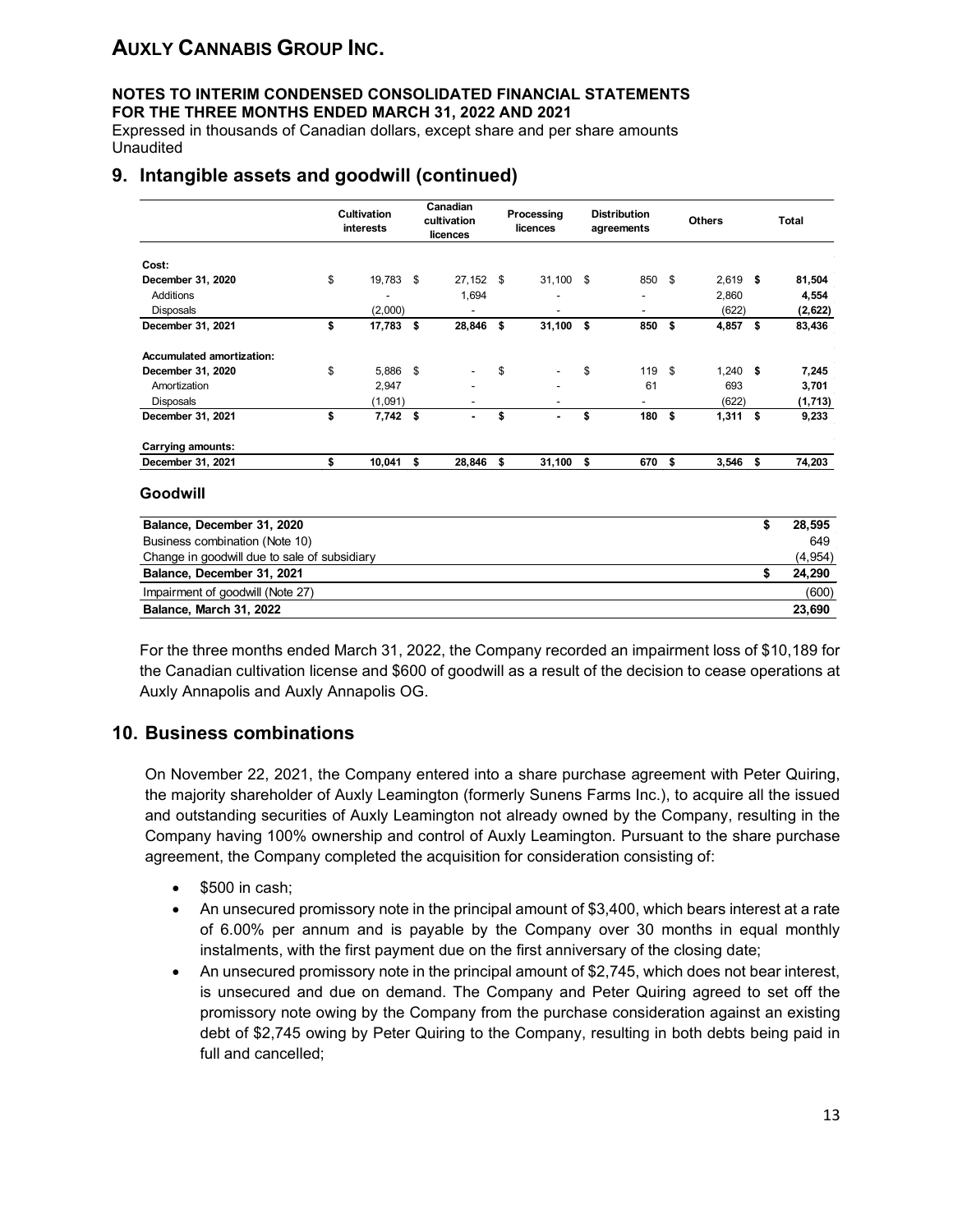## 9. Intangible assets and goodwill (continued)

| | Cultivation interests | Canadian cultivation licences | Processing licences | Distribution agreements | Others | Total |
|---|---|---|---|---|---|---|
| **Cost:** | | | | | | |
| **December 31, 2020** | $ 19,783 | $ 27,152 | $ 31,100 | $ 850 | $ 2,619 | **$ 81,504** |
| Additions | - | 1,694 | - | - | 2,860 | **4,554** |
| Disposals | (2,000) | - | - | - | (622) | **(2,622)** |
| **December 31, 2021** | **$ 17,783** | **$ 28,846** | **$ 31,100** | **$ 850** | **$ 4,857** | **$ 83,436** |
| **Accumulated amortization:** | | | | | | |
| **December 31, 2020** | $ 5,886 | $ - | $ - | $ 119 | $ 1,240 | **$ 7,245** |
| Amortization | 2,947 | - | - | 61 | 693 | **3,701** |
| Disposals | (1,091) | - | - | - | (622) | **(1,713)** |
| **December 31, 2021** | **$ 7,742** | **$ -** | **$ -** | **$ 180** | **$ 1,311** | **$ 9,233** |
| **Carrying amounts:** | | | | | | |
| **December 31, 2021** | **$ 10,041** | **$ 28,846** | **$ 31,100** | **$ 670** | **$ 3,546** | **$ 74,203** |

### Goodwill

| | |
|---|---|
| **Balance, December 31, 2020** | **$ 28,595** |
| Business combination (Note 10) | 649 |
| Change in goodwill due to sale of subsidiary | (4,954) |
| **Balance, December 31, 2021** | **$ 24,290** |
| Impairment of goodwill (Note 27) | (600) |
| **Balance, March 31, 2022** | **23,690** |

For the three months ended March 31, 2022, the Company recorded an impairment loss of $10,189 for the Canadian cultivation license and $600 of goodwill as a result of the decision to cease operations at Auxly Annapolis and Auxly Annapolis OG.

## 10. Business combinations

On November 22, 2021, the Company entered into a share purchase agreement with Peter Quiring, the majority shareholder of Auxly Leamington (formerly Sunens Farms Inc.), to acquire all the issued and outstanding securities of Auxly Leamington not already owned by the Company, resulting in the Company having 100% ownership and control of Auxly Leamington. Pursuant to the share purchase agreement, the Company completed the acquisition for consideration consisting of:

- $500 in cash;
- An unsecured promissory note in the principal amount of $3,400, which bears interest at a rate of 6.00% per annum and is payable by the Company over 30 months in equal monthly instalments, with the first payment due on the first anniversary of the closing date;
- An unsecured promissory note in the principal amount of $2,745, which does not bear interest, is unsecured and due on demand. The Company and Peter Quiring agreed to set off the promissory note owing by the Company from the purchase consideration against an existing debt of $2,745 owing by Peter Quiring to the Company, resulting in both debts being paid in full and cancelled;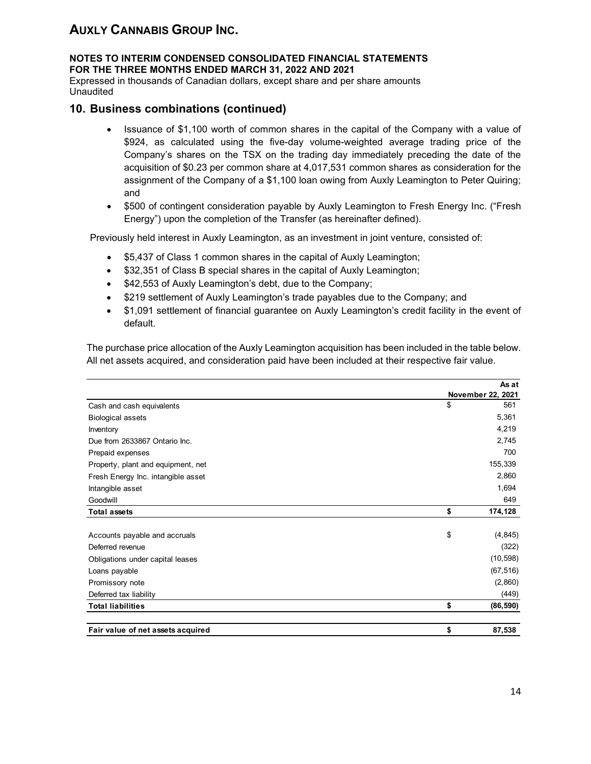# AUXLY CANNABIS GROUP INC.

**NOTES TO INTERIM CONDENSED CONSOLIDATED FINANCIAL STATEMENTS**
**FOR THE THREE MONTHS ENDED MARCH 31, 2022 AND 2021**
Expressed in thousands of Canadian dollars, except share and per share amounts
Unaudited

## 10. Business combinations (continued)

- Issuance of $1,100 worth of common shares in the capital of the Company with a value of $924, as calculated using the five-day volume-weighted average trading price of the Company's shares on the TSX on the trading day immediately preceding the date of the acquisition of $0.23 per common share at 4,017,531 common shares as consideration for the assignment of the Company of a $1,100 loan owing from Auxly Leamington to Peter Quiring; and
- $500 of contingent consideration payable by Auxly Leamington to Fresh Energy Inc. ("Fresh Energy") upon the completion of the Transfer (as hereinafter defined).

Previously held interest in Auxly Leamington, as an investment in joint venture, consisted of:

- $5,437 of Class 1 common shares in the capital of Auxly Leamington;
- $32,351 of Class B special shares in the capital of Auxly Leamington;
- $42,553 of Auxly Leamington's debt, due to the Company;
- $219 settlement of Auxly Leamington's trade payables due to the Company; and
- $1,091 settlement of financial guarantee on Auxly Leamington's credit facility in the event of default.

The purchase price allocation of the Auxly Leamington acquisition has been included in the table below. All net assets acquired, and consideration paid have been included at their respective fair value.

| | As at November 22, 2021 |
|---|---|
| Cash and cash equivalents | $ 561 |
| Biological assets | 5,361 |
| Inventory | 4,219 |
| Due from 2633867 Ontario Inc. | 2,745 |
| Prepaid expenses | 700 |
| Property, plant and equipment, net | 155,339 |
| Fresh Energy Inc. intangible asset | 2,860 |
| Intangible asset | 1,694 |
| Goodwill | 649 |
| **Total assets** | **$ 174,128** |
| | |
| Accounts payable and accruals | $ (4,845) |
| Deferred revenue | (322) |
| Obligations under capital leases | (10,598) |
| Loans payable | (67,516) |
| Promissory note | (2,860) |
| Deferred tax liability | (449) |
| **Total liabilities** | **$ (86,590)** |
| | |
| **Fair value of net assets acquired** | **$ 87,538** |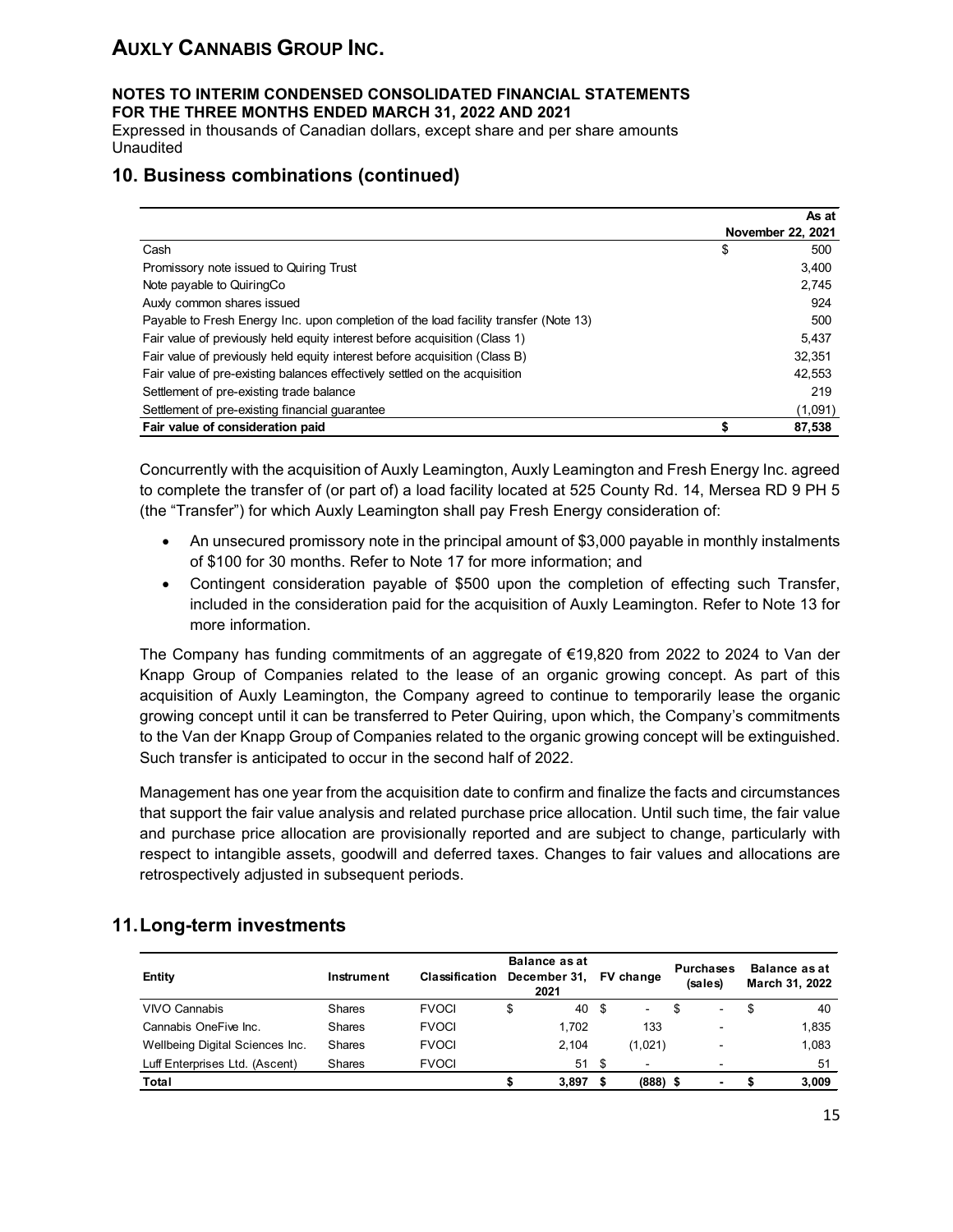## 10. Business combinations (continued)

| | As at November 22, 2021 |
|---|---|
| Cash | $ 500 |
| Promissory note issued to Quiring Trust | 3,400 |
| Note payable to QuiringCo | 2,745 |
| Auxly common shares issued | 924 |
| Payable to Fresh Energy Inc. upon completion of the load facility transfer (Note 13) | 500 |
| Fair value of previously held equity interest before acquisition (Class 1) | 5,437 |
| Fair value of previously held equity interest before acquisition (Class B) | 32,351 |
| Fair value of pre-existing balances effectively settled on the acquisition | 42,553 |
| Settlement of pre-existing trade balance | 219 |
| Settlement of pre-existing financial guarantee | (1,091) |
| **Fair value of consideration paid** | **$ 87,538** |

Concurrently with the acquisition of Auxly Leamington, Auxly Leamington and Fresh Energy Inc. agreed to complete the transfer of (or part of) a load facility located at 525 County Rd. 14, Mersea RD 9 PH 5 (the "Transfer") for which Auxly Leamington shall pay Fresh Energy consideration of:

- An unsecured promissory note in the principal amount of $3,000 payable in monthly instalments of $100 for 30 months. Refer to Note 17 for more information; and
- Contingent consideration payable of $500 upon the completion of effecting such Transfer, included in the consideration paid for the acquisition of Auxly Leamington. Refer to Note 13 for more information.

The Company has funding commitments of an aggregate of €19,820 from 2022 to 2024 to Van der Knapp Group of Companies related to the lease of an organic growing concept. As part of this acquisition of Auxly Leamington, the Company agreed to continue to temporarily lease the organic growing concept until it can be transferred to Peter Quiring, upon which, the Company's commitments to the Van der Knapp Group of Companies related to the organic growing concept will be extinguished. Such transfer is anticipated to occur in the second half of 2022.

Management has one year from the acquisition date to confirm and finalize the facts and circumstances that support the fair value analysis and related purchase price allocation. Until such time, the fair value and purchase price allocation are provisionally reported and are subject to change, particularly with respect to intangible assets, goodwill and deferred taxes. Changes to fair values and allocations are retrospectively adjusted in subsequent periods.

## 11. Long-term investments

| Entity | Instrument | Classification | Balance as at December 31, 2021 | FV change | Purchases (sales) | Balance as at March 31, 2022 |
|---|---|---|---|---|---|---|
| VIVO Cannabis | Shares | FVOCI | $ 40 | $ - | $ - | $ 40 |
| Cannabis OneFive Inc. | Shares | FVOCI | 1,702 | 133 | - | 1,835 |
| Wellbeing Digital Sciences Inc. | Shares | FVOCI | 2,104 | (1,021) | - | 1,083 |
| Luff Enterprises Ltd. (Ascent) | Shares | FVOCI | 51 | $ - | - | 51 |
| **Total** | | | **$ 3,897** | **$ (888)** | **$ -** | **$ 3,009** |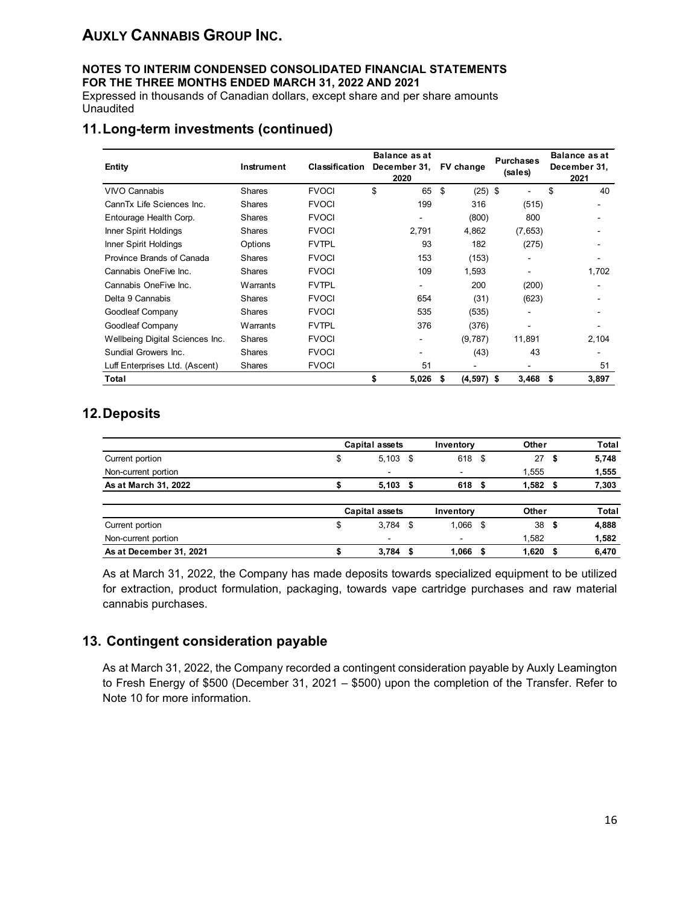# AUXLY CANNABIS GROUP INC.

**NOTES TO INTERIM CONDENSED CONSOLIDATED FINANCIAL STATEMENTS**
**FOR THE THREE MONTHS ENDED MARCH 31, 2022 AND 2021**
Expressed in thousands of Canadian dollars, except share and per share amounts
Unaudited

## 11. Long-term investments (continued)

| Entity | Instrument | Classification | Balance as at December 31, 2020 | FV change | Purchases (sales) | Balance as at December 31, 2021 |
|---|---|---|---|---|---|---|
| VIVO Cannabis | Shares | FVOCI | $ 65 | $ (25) | $ - | $ 40 |
| CannTx Life Sciences Inc. | Shares | FVOCI | 199 | 316 | (515) | - |
| Entourage Health Corp. | Shares | FVOCI | - | (800) | 800 | - |
| Inner Spirit Holdings | Shares | FVOCI | 2,791 | 4,862 | (7,653) | - |
| Inner Spirit Holdings | Options | FVTPL | 93 | 182 | (275) | - |
| Province Brands of Canada | Shares | FVOCI | 153 | (153) | - | - |
| Cannabis OneFive Inc. | Shares | FVOCI | 109 | 1,593 | - | 1,702 |
| Cannabis OneFive Inc. | Warrants | FVTPL | - | 200 | (200) | - |
| Delta 9 Cannabis | Shares | FVOCI | 654 | (31) | (623) | - |
| Goodleaf Company | Shares | FVOCI | 535 | (535) | - | - |
| Goodleaf Company | Warrants | FVTPL | 376 | (376) | - | - |
| Wellbeing Digital Sciences Inc. | Shares | FVOCI | - | (9,787) | 11,891 | 2,104 |
| Sundial Growers Inc. | Shares | FVOCI | - | (43) | 43 | - |
| Luff Enterprises Ltd. (Ascent) | Shares | FVOCI | 51 | - | - | 51 |
| **Total** | | | **$ 5,026** | **$ (4,597)** | **$ 3,468** | **$ 3,897** |

## 12. Deposits

| | Capital assets | Inventory | Other | Total |
|---|---|---|---|---|
| Current portion | $ 5,103 | $ 618 | $ 27 | **$ 5,748** |
| Non-current portion | - | - | 1,555 | **1,555** |
| **As at March 31, 2022** | **$ 5,103** | **$ 618** | **$ 1,582** | **$ 7,303** |

| | Capital assets | Inventory | Other | Total |
|---|---|---|---|---|
| Current portion | $ 3,784 | $ 1,066 | $ 38 | **$ 4,888** |
| Non-current portion | - | - | 1,582 | **1,582** |
| **As at December 31, 2021** | **$ 3,784** | **$ 1,066** | **$ 1,620** | **$ 6,470** |

As at March 31, 2022, the Company has made deposits towards specialized equipment to be utilized for extraction, product formulation, packaging, towards vape cartridge purchases and raw material cannabis purchases.

## 13. Contingent consideration payable

As at March 31, 2022, the Company recorded a contingent consideration payable by Auxly Leamington to Fresh Energy of $500 (December 31, 2021 – $500) upon the completion of the Transfer. Refer to Note 10 for more information.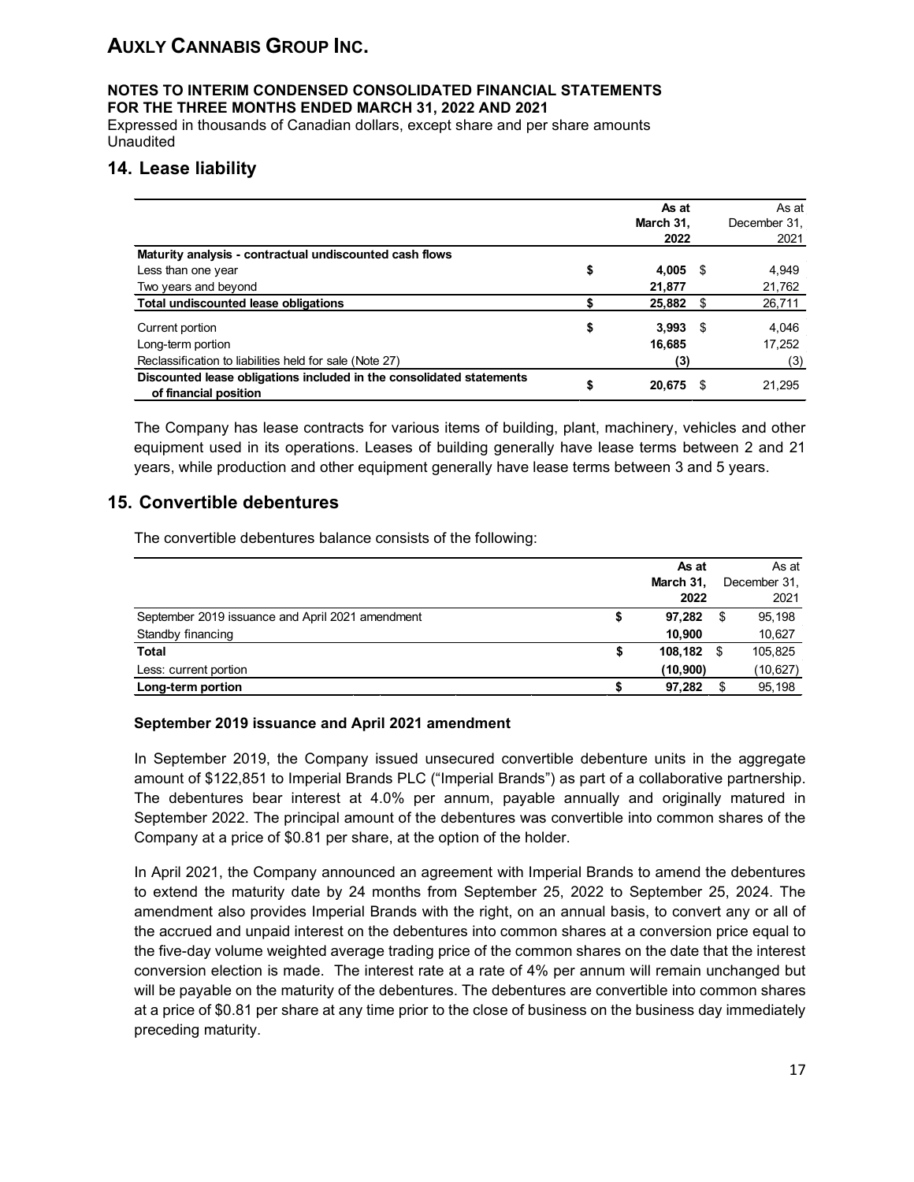# AUXLY CANNABIS GROUP INC.

**NOTES TO INTERIM CONDENSED CONSOLIDATED FINANCIAL STATEMENTS**
**FOR THE THREE MONTHS ENDED MARCH 31, 2022 AND 2021**
Expressed in thousands of Canadian dollars, except share and per share amounts
Unaudited

## 14. Lease liability

| | As at March 31, 2022 | As at December 31, 2021 |
|---|---|---|
| **Maturity analysis - contractual undiscounted cash flows** | | |
| Less than one year | $ 4,005 | $ 4,949 |
| Two years and beyond | 21,877 | 21,762 |
| **Total undiscounted lease obligations** | $ 25,882 | $ 26,711 |
| Current portion | $ 3,993 | $ 4,046 |
| Long-term portion | 16,685 | 17,252 |
| Reclassification to liabilities held for sale (Note 27) | (3) | (3) |
| **Discounted lease obligations included in the consolidated statements of financial position** | $ 20,675 | $ 21,295 |

The Company has lease contracts for various items of building, plant, machinery, vehicles and other equipment used in its operations. Leases of building generally have lease terms between 2 and 21 years, while production and other equipment generally have lease terms between 3 and 5 years.

## 15. Convertible debentures

The convertible debentures balance consists of the following:

| | As at March 31, 2022 | As at December 31, 2021 |
|---|---|---|
| September 2019 issuance and April 2021 amendment | $ 97,282 | $ 95,198 |
| Standby financing | 10,900 | 10,627 |
| **Total** | $ 108,182 | $ 105,825 |
| Less: current portion | (10,900) | (10,627) |
| **Long-term portion** | $ 97,282 | $ 95,198 |

**September 2019 issuance and April 2021 amendment**

In September 2019, the Company issued unsecured convertible debenture units in the aggregate amount of $122,851 to Imperial Brands PLC ("Imperial Brands") as part of a collaborative partnership. The debentures bear interest at 4.0% per annum, payable annually and originally matured in September 2022. The principal amount of the debentures was convertible into common shares of the Company at a price of $0.81 per share, at the option of the holder.

In April 2021, the Company announced an agreement with Imperial Brands to amend the debentures to extend the maturity date by 24 months from September 25, 2022 to September 25, 2024. The amendment also provides Imperial Brands with the right, on an annual basis, to convert any or all of the accrued and unpaid interest on the debentures into common shares at a conversion price equal to the five-day volume weighted average trading price of the common shares on the date that the interest conversion election is made. The interest rate at a rate of 4% per annum will remain unchanged but will be payable on the maturity of the debentures. The debentures are convertible into common shares at a price of $0.81 per share at any time prior to the close of business on the business day immediately preceding maturity.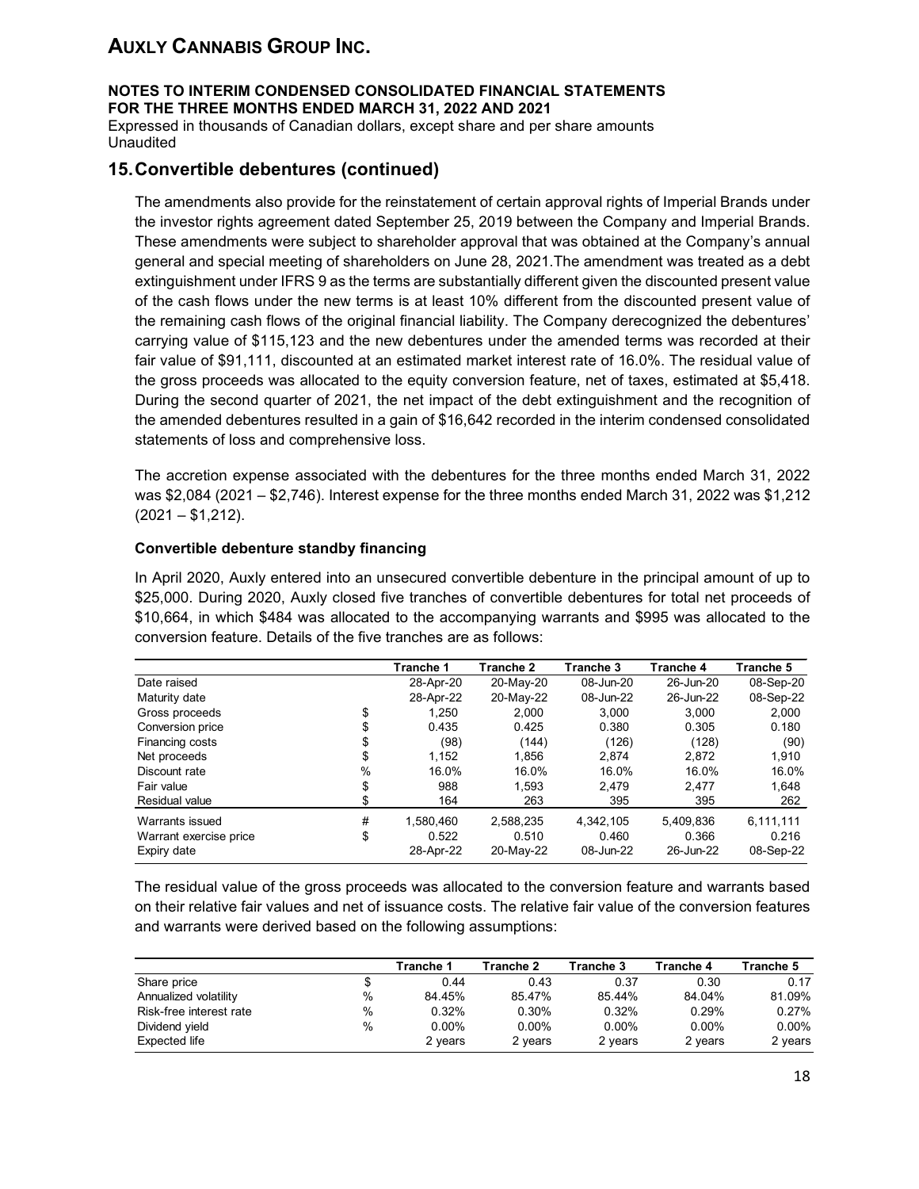# AUXLY CANNABIS GROUP INC.

**NOTES TO INTERIM CONDENSED CONSOLIDATED FINANCIAL STATEMENTS**
**FOR THE THREE MONTHS ENDED MARCH 31, 2022 AND 2021**
Expressed in thousands of Canadian dollars, except share and per share amounts
Unaudited

## 15. Convertible debentures (continued)

The amendments also provide for the reinstatement of certain approval rights of Imperial Brands under the investor rights agreement dated September 25, 2019 between the Company and Imperial Brands. These amendments were subject to shareholder approval that was obtained at the Company's annual general and special meeting of shareholders on June 28, 2021.The amendment was treated as a debt extinguishment under IFRS 9 as the terms are substantially different given the discounted present value of the cash flows under the new terms is at least 10% different from the discounted present value of the remaining cash flows of the original financial liability. The Company derecognized the debentures' carrying value of $115,123 and the new debentures under the amended terms was recorded at their fair value of $91,111, discounted at an estimated market interest rate of 16.0%. The residual value of the gross proceeds was allocated to the equity conversion feature, net of taxes, estimated at $5,418. During the second quarter of 2021, the net impact of the debt extinguishment and the recognition of the amended debentures resulted in a gain of $16,642 recorded in the interim condensed consolidated statements of loss and comprehensive loss.

The accretion expense associated with the debentures for the three months ended March 31, 2022 was $2,084 (2021 – $2,746). Interest expense for the three months ended March 31, 2022 was $1,212 (2021 – $1,212).

**Convertible debenture standby financing**

In April 2020, Auxly entered into an unsecured convertible debenture in the principal amount of up to $25,000. During 2020, Auxly closed five tranches of convertible debentures for total net proceeds of $10,664, in which $484 was allocated to the accompanying warrants and $995 was allocated to the conversion feature. Details of the five tranches are as follows:

| | | Tranche 1 | Tranche 2 | Tranche 3 | Tranche 4 | Tranche 5 |
|---|---|---|---|---|---|---|
| Date raised | | 28-Apr-20 | 20-May-20 | 08-Jun-20 | 26-Jun-20 | 08-Sep-20 |
| Maturity date | | 28-Apr-22 | 20-May-22 | 08-Jun-22 | 26-Jun-22 | 08-Sep-22 |
| Gross proceeds | $ | 1,250 | 2,000 | 3,000 | 3,000 | 2,000 |
| Conversion price | $ | 0.435 | 0.425 | 0.380 | 0.305 | 0.180 |
| Financing costs | $ | (98) | (144) | (126) | (128) | (90) |
| Net proceeds | $ | 1,152 | 1,856 | 2,874 | 2,872 | 1,910 |
| Discount rate | % | 16.0% | 16.0% | 16.0% | 16.0% | 16.0% |
| Fair value | $ | 988 | 1,593 | 2,479 | 2,477 | 1,648 |
| Residual value | $ | 164 | 263 | 395 | 395 | 262 |
| Warrants issued | # | 1,580,460 | 2,588,235 | 4,342,105 | 5,409,836 | 6,111,111 |
| Warrant exercise price | $ | 0.522 | 0.510 | 0.460 | 0.366 | 0.216 |
| Expiry date | | 28-Apr-22 | 20-May-22 | 08-Jun-22 | 26-Jun-22 | 08-Sep-22 |

The residual value of the gross proceeds was allocated to the conversion feature and warrants based on their relative fair values and net of issuance costs. The relative fair value of the conversion features and warrants were derived based on the following assumptions:

| | | Tranche 1 | Tranche 2 | Tranche 3 | Tranche 4 | Tranche 5 |
|---|---|---|---|---|---|---|
| Share price | $ | 0.44 | 0.43 | 0.37 | 0.30 | 0.17 |
| Annualized volatility | % | 84.45% | 85.47% | 85.44% | 84.04% | 81.09% |
| Risk-free interest rate | % | 0.32% | 0.30% | 0.32% | 0.29% | 0.27% |
| Dividend yield | % | 0.00% | 0.00% | 0.00% | 0.00% | 0.00% |
| Expected life | | 2 years | 2 years | 2 years | 2 years | 2 years |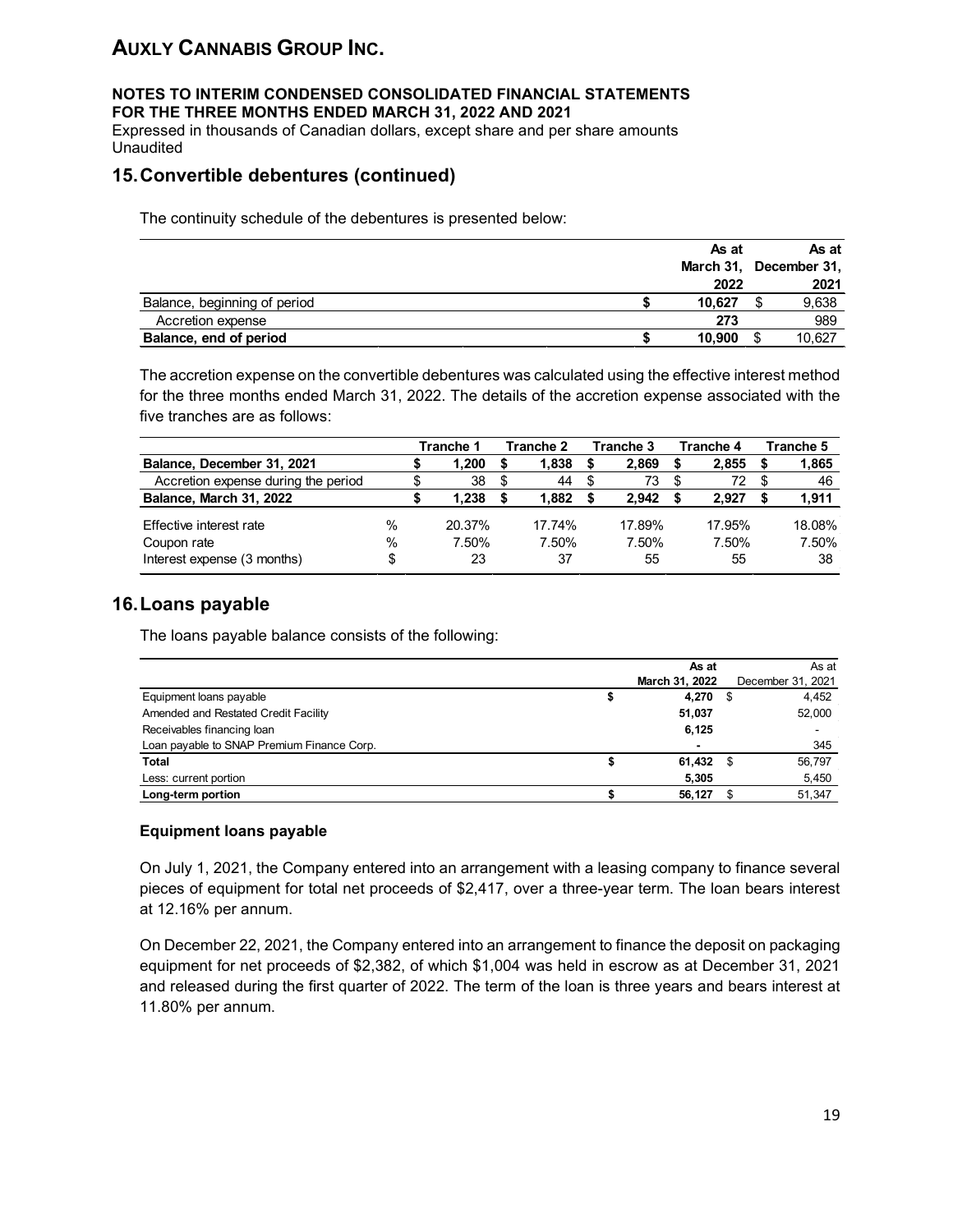# AUXLY CANNABIS GROUP INC.

**NOTES TO INTERIM CONDENSED CONSOLIDATED FINANCIAL STATEMENTS**
**FOR THE THREE MONTHS ENDED MARCH 31, 2022 AND 2021**
Expressed in thousands of Canadian dollars, except share and per share amounts
Unaudited

## 15. Convertible debentures (continued)

The continuity schedule of the debentures is presented below:

| | As at March 31, 2022 | As at December 31, 2021 |
|---|---|---|
| Balance, beginning of period | $ 10,627 | $ 9,638 |
| Accretion expense | 273 | 989 |
| **Balance, end of period** | **$ 10,900** | $ 10,627 |

The accretion expense on the convertible debentures was calculated using the effective interest method for the three months ended March 31, 2022. The details of the accretion expense associated with the five tranches are as follows:

| | | Tranche 1 | Tranche 2 | Tranche 3 | Tranche 4 | Tranche 5 |
|---|---|---|---|---|---|---|
| **Balance, December 31, 2021** | | **$ 1,200** | **$ 1,838** | **$ 2,869** | **$ 2,855** | **$ 1,865** |
| Accretion expense during the period | | $ 38 | $ 44 | $ 73 | $ 72 | $ 46 |
| **Balance, March 31, 2022** | | **$ 1,238** | **$ 1,882** | **$ 2,942** | **$ 2,927** | **$ 1,911** |
| Effective interest rate | % | 20.37% | 17.74% | 17.89% | 17.95% | 18.08% |
| Coupon rate | % | 7.50% | 7.50% | 7.50% | 7.50% | 7.50% |
| Interest expense (3 months) | $ | 23 | 37 | 55 | 55 | 38 |

## 16. Loans payable

The loans payable balance consists of the following:

| | As at March 31, 2022 | As at December 31, 2021 |
|---|---|---|
| Equipment loans payable | $ 4,270 | $ 4,452 |
| Amended and Restated Credit Facility | 51,037 | 52,000 |
| Receivables financing loan | 6,125 | - |
| Loan payable to SNAP Premium Finance Corp. | - | 345 |
| **Total** | **$ 61,432** | $ 56,797 |
| Less: current portion | 5,305 | 5,450 |
| **Long-term portion** | **$ 56,127** | $ 51,347 |

### Equipment loans payable

On July 1, 2021, the Company entered into an arrangement with a leasing company to finance several pieces of equipment for total net proceeds of $2,417, over a three-year term. The loan bears interest at 12.16% per annum.

On December 22, 2021, the Company entered into an arrangement to finance the deposit on packaging equipment for net proceeds of $2,382, of which $1,004 was held in escrow as at December 31, 2021 and released during the first quarter of 2022. The term of the loan is three years and bears interest at 11.80% per annum.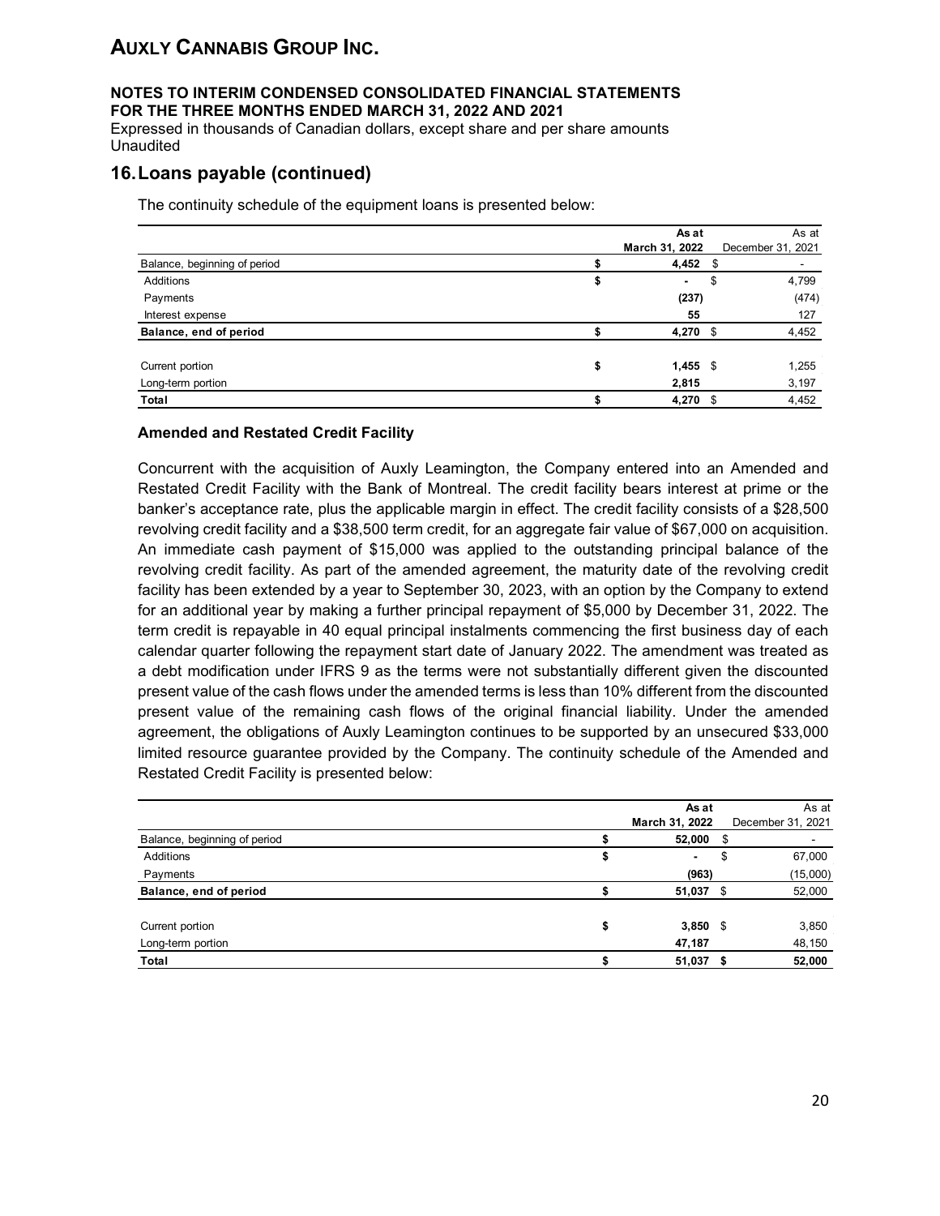## 16. Loans payable (continued)

The continuity schedule of the equipment loans is presented below:

| | As at March 31, 2022 | As at December 31, 2021 |
|---|---|---|
| Balance, beginning of period | $ 4,452 | $ - |
| Additions | $ - | $ 4,799 |
| Payments | (237) | (474) |
| Interest expense | 55 | 127 |
| **Balance, end of period** | $ 4,270 | $ 4,452 |
| | | |
| Current portion | $ 1,455 | $ 1,255 |
| Long-term portion | 2,815 | 3,197 |
| **Total** | $ 4,270 | $ 4,452 |

### Amended and Restated Credit Facility

Concurrent with the acquisition of Auxly Leamington, the Company entered into an Amended and Restated Credit Facility with the Bank of Montreal. The credit facility bears interest at prime or the banker's acceptance rate, plus the applicable margin in effect. The credit facility consists of a $28,500 revolving credit facility and a $38,500 term credit, for an aggregate fair value of $67,000 on acquisition. An immediate cash payment of $15,000 was applied to the outstanding principal balance of the revolving credit facility. As part of the amended agreement, the maturity date of the revolving credit facility has been extended by a year to September 30, 2023, with an option by the Company to extend for an additional year by making a further principal repayment of $5,000 by December 31, 2022. The term credit is repayable in 40 equal principal instalments commencing the first business day of each calendar quarter following the repayment start date of January 2022. The amendment was treated as a debt modification under IFRS 9 as the terms were not substantially different given the discounted present value of the cash flows under the amended terms is less than 10% different from the discounted present value of the remaining cash flows of the original financial liability. Under the amended agreement, the obligations of Auxly Leamington continues to be supported by an unsecured $33,000 limited resource guarantee provided by the Company. The continuity schedule of the Amended and Restated Credit Facility is presented below:

| | As at March 31, 2022 | As at December 31, 2021 |
|---|---|---|
| Balance, beginning of period | $ 52,000 | $ - |
| Additions | $ - | $ 67,000 |
| Payments | (963) | (15,000) |
| **Balance, end of period** | $ 51,037 | $ 52,000 |
| | | |
| Current portion | $ 3,850 | $ 3,850 |
| Long-term portion | 47,187 | 48,150 |
| **Total** | $ 51,037 | $ 52,000 |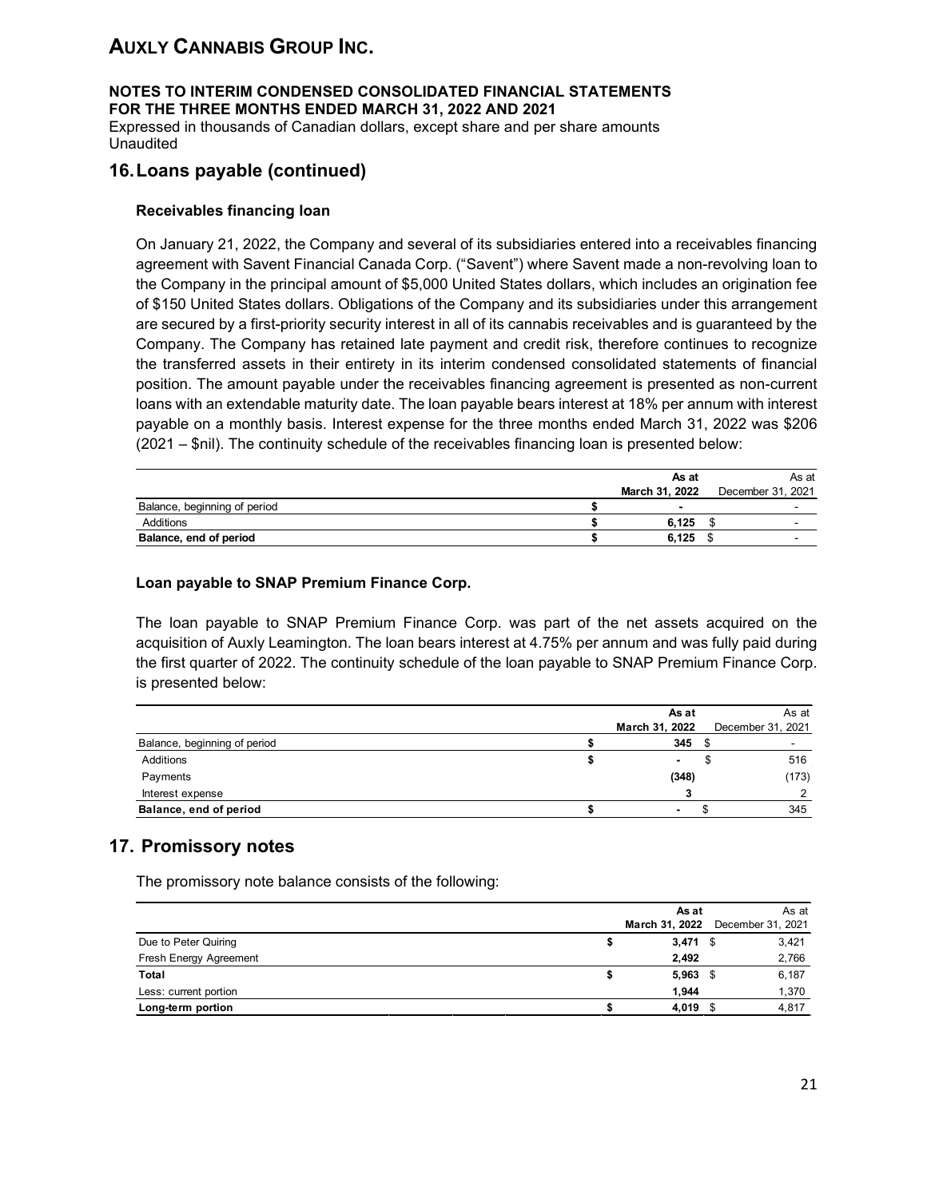# AUXLY CANNABIS GROUP INC.

**NOTES TO INTERIM CONDENSED CONSOLIDATED FINANCIAL STATEMENTS**
**FOR THE THREE MONTHS ENDED MARCH 31, 2022 AND 2021**
Expressed in thousands of Canadian dollars, except share and per share amounts
Unaudited

## 16. Loans payable (continued)

### Receivables financing loan

On January 21, 2022, the Company and several of its subsidiaries entered into a receivables financing agreement with Savent Financial Canada Corp. ("Savent") where Savent made a non-revolving loan to the Company in the principal amount of $5,000 United States dollars, which includes an origination fee of $150 United States dollars. Obligations of the Company and its subsidiaries under this arrangement are secured by a first-priority security interest in all of its cannabis receivables and is guaranteed by the Company. The Company has retained late payment and credit risk, therefore continues to recognize the transferred assets in their entirety in its interim condensed consolidated statements of financial position. The amount payable under the receivables financing agreement is presented as non-current loans with an extendable maturity date. The loan payable bears interest at 18% per annum with interest payable on a monthly basis. Interest expense for the three months ended March 31, 2022 was $206 (2021 – $nil). The continuity schedule of the receivables financing loan is presented below:

| | **As at March 31, 2022** | As at December 31, 2021 |
|---|---|---|
| Balance, beginning of period | $ **-** | - |
| Additions | $ **6,125** | $ - |
| **Balance, end of period** | $ **6,125** | $ - |

### Loan payable to SNAP Premium Finance Corp.

The loan payable to SNAP Premium Finance Corp. was part of the net assets acquired on the acquisition of Auxly Leamington. The loan bears interest at 4.75% per annum and was fully paid during the first quarter of 2022. The continuity schedule of the loan payable to SNAP Premium Finance Corp. is presented below:

| | **As at March 31, 2022** | As at December 31, 2021 |
|---|---|---|
| Balance, beginning of period | $ **345** | $ - |
| Additions | $ **-** | $ 516 |
| Payments | **(348)** | (173) |
| Interest expense | **3** | 2 |
| **Balance, end of period** | $ **-** | $ 345 |

## 17. Promissory notes

The promissory note balance consists of the following:

| | **As at March 31, 2022** | As at December 31, 2021 |
|---|---|---|
| Due to Peter Quiring | $ **3,471** | $ 3,421 |
| Fresh Energy Agreement | **2,492** | 2,766 |
| **Total** | $ **5,963** | $ 6,187 |
| Less: current portion | **1,944** | 1,370 |
| **Long-term portion** | $ **4,019** | $ 4,817 |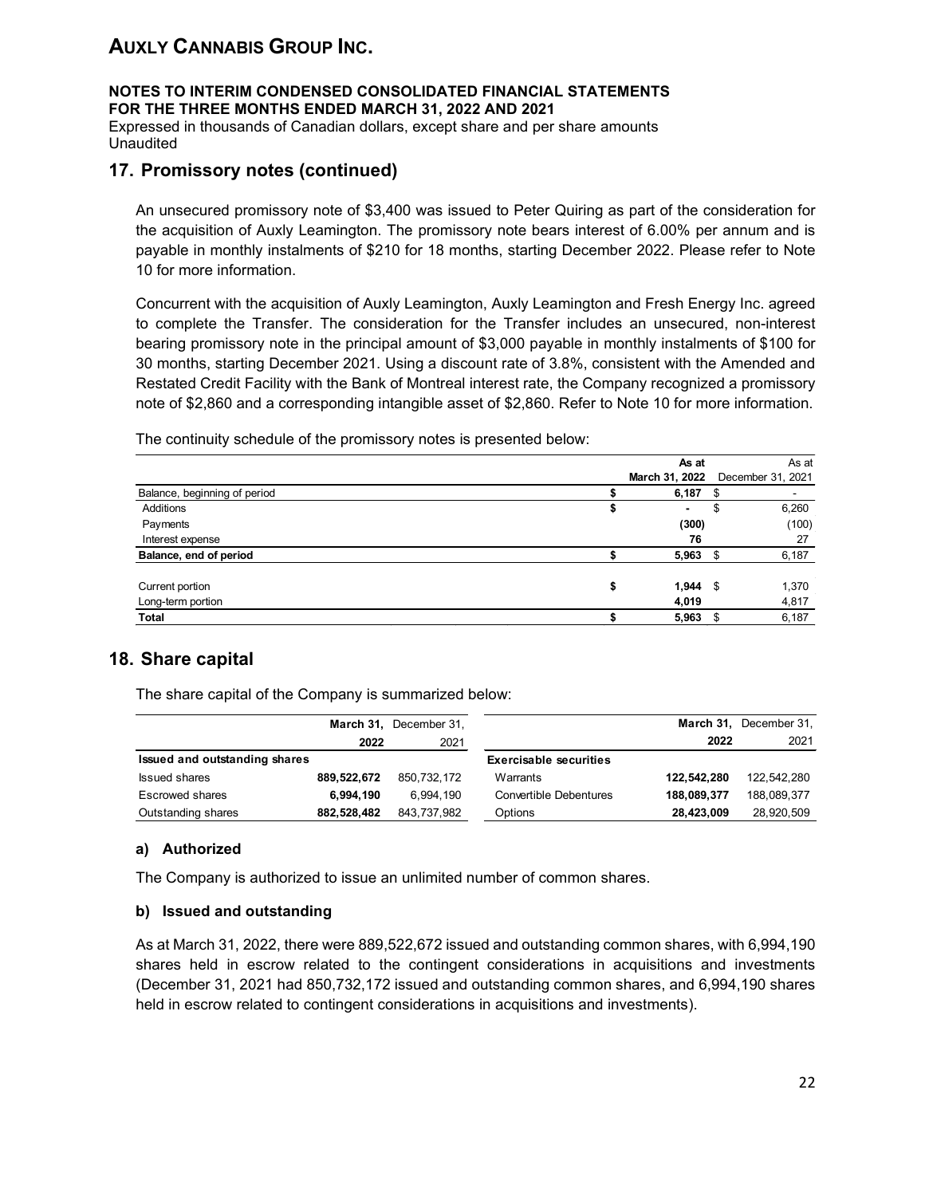# AUXLY CANNABIS GROUP INC.

**NOTES TO INTERIM CONDENSED CONSOLIDATED FINANCIAL STATEMENTS**
**FOR THE THREE MONTHS ENDED MARCH 31, 2022 AND 2021**
Expressed in thousands of Canadian dollars, except share and per share amounts
Unaudited

## 17. Promissory notes (continued)

An unsecured promissory note of $3,400 was issued to Peter Quiring as part of the consideration for the acquisition of Auxly Leamington. The promissory note bears interest of 6.00% per annum and is payable in monthly instalments of $210 for 18 months, starting December 2022. Please refer to Note 10 for more information.

Concurrent with the acquisition of Auxly Leamington, Auxly Leamington and Fresh Energy Inc. agreed to complete the Transfer. The consideration for the Transfer includes an unsecured, non-interest bearing promissory note in the principal amount of $3,000 payable in monthly instalments of $100 for 30 months, starting December 2021. Using a discount rate of 3.8%, consistent with the Amended and Restated Credit Facility with the Bank of Montreal interest rate, the Company recognized a promissory note of $2,860 and a corresponding intangible asset of $2,860. Refer to Note 10 for more information.

The continuity schedule of the promissory notes is presented below:

| | As at March 31, 2022 | As at December 31, 2021 |
|---|---|---|
| Balance, beginning of period | $ 6,187 | $ - |
| Additions | $ - | $ 6,260 |
| Payments | (300) | (100) |
| Interest expense | 76 | 27 |
| **Balance, end of period** | **$ 5,963** | **$ 6,187** |
| | | |
| Current portion | $ 1,944 | $ 1,370 |
| Long-term portion | 4,019 | 4,817 |
| **Total** | **$ 5,963** | **$ 6,187** |

## 18. Share capital

The share capital of the Company is summarized below:

| | March 31, 2022 | December 31, 2021 |
|---|---|---|
| **Issued and outstanding shares** | | |
| Issued shares | 889,522,672 | 850,732,172 |
| Escrowed shares | 6,994,190 | 6,994,190 |
| Outstanding shares | 882,528,482 | 843,737,982 |

| | March 31, 2022 | December 31, 2021 |
|---|---|---|
| **Exercisable securities** | | |
| Warrants | 122,542,280 | 122,542,280 |
| Convertible Debentures | 188,089,377 | 188,089,377 |
| Options | 28,423,009 | 28,920,509 |

### a) Authorized

The Company is authorized to issue an unlimited number of common shares.

### b) Issued and outstanding

As at March 31, 2022, there were 889,522,672 issued and outstanding common shares, with 6,994,190 shares held in escrow related to the contingent considerations in acquisitions and investments (December 31, 2021 had 850,732,172 issued and outstanding common shares, and 6,994,190 shares held in escrow related to contingent considerations in acquisitions and investments).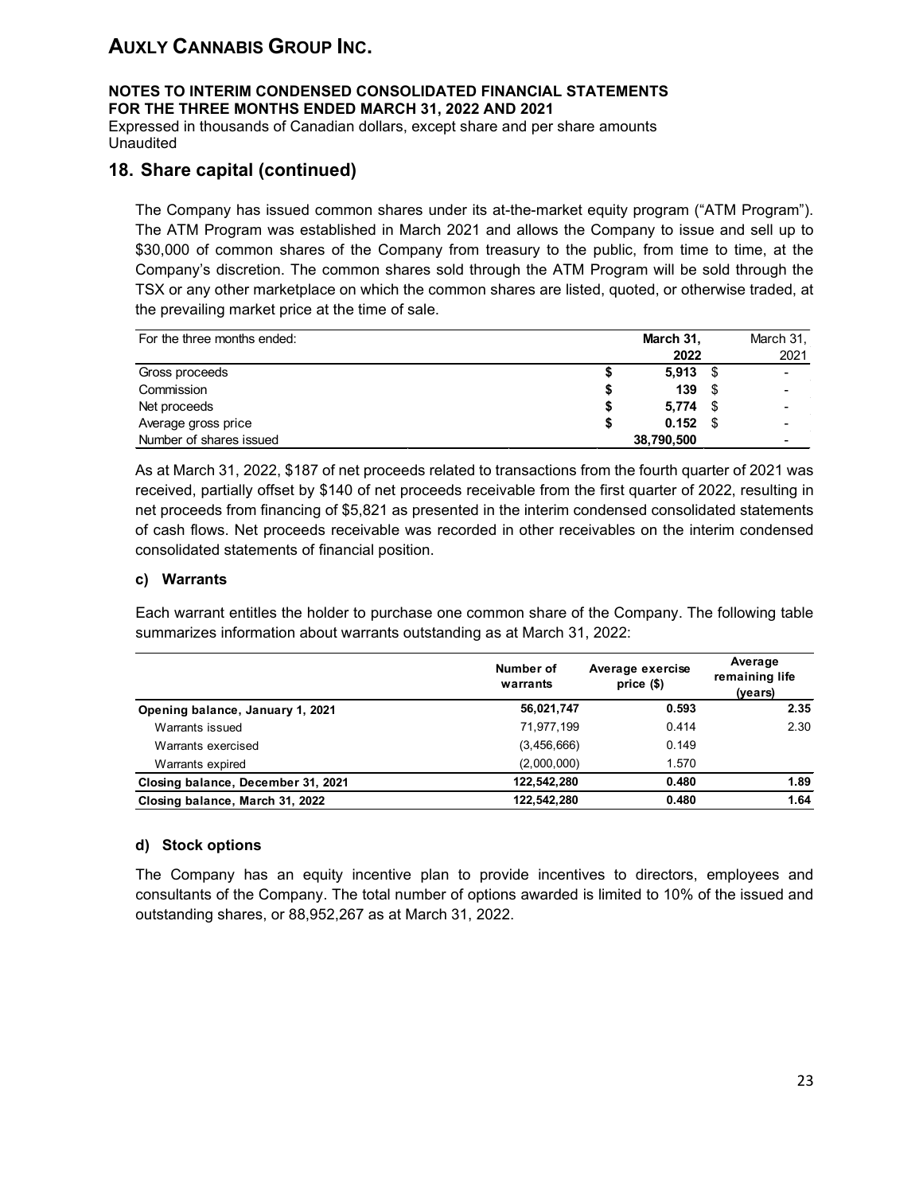# AUXLY CANNABIS GROUP INC.

**NOTES TO INTERIM CONDENSED CONSOLIDATED FINANCIAL STATEMENTS**
**FOR THE THREE MONTHS ENDED MARCH 31, 2022 AND 2021**
Expressed in thousands of Canadian dollars, except share and per share amounts
Unaudited

## 18. Share capital (continued)

The Company has issued common shares under its at-the-market equity program ("ATM Program"). The ATM Program was established in March 2021 and allows the Company to issue and sell up to $30,000 of common shares of the Company from treasury to the public, from time to time, at the Company's discretion. The common shares sold through the ATM Program will be sold through the TSX or any other marketplace on which the common shares are listed, quoted, or otherwise traded, at the prevailing market price at the time of sale.

| For the three months ended: | **March 31, 2022** | March 31, 2021 |
|---|---|---|
| Gross proceeds | $ **5,913** | $ - |
| Commission | $ **139** | $ - |
| Net proceeds | $ **5,774** | $ - |
| Average gross price | $ **0.152** | $ - |
| Number of shares issued | **38,790,500** | - |

As at March 31, 2022, $187 of net proceeds related to transactions from the fourth quarter of 2021 was received, partially offset by $140 of net proceeds receivable from the first quarter of 2022, resulting in net proceeds from financing of $5,821 as presented in the interim condensed consolidated statements of cash flows. Net proceeds receivable was recorded in other receivables on the interim condensed consolidated statements of financial position.

### c) Warrants

Each warrant entitles the holder to purchase one common share of the Company. The following table summarizes information about warrants outstanding as at March 31, 2022:

| | Number of warrants | Average exercise price ($) | Average remaining life (years) |
|---|---|---|---|
| **Opening balance, January 1, 2021** | **56,021,747** | **0.593** | **2.35** |
| Warrants issued | 71,977,199 | 0.414 | 2.30 |
| Warrants exercised | (3,456,666) | 0.149 | |
| Warrants expired | (2,000,000) | 1.570 | |
| **Closing balance, December 31, 2021** | **122,542,280** | **0.480** | **1.89** |
| **Closing balance, March 31, 2022** | **122,542,280** | **0.480** | **1.64** |

### d) Stock options

The Company has an equity incentive plan to provide incentives to directors, employees and consultants of the Company. The total number of options awarded is limited to 10% of the issued and outstanding shares, or 88,952,267 as at March 31, 2022.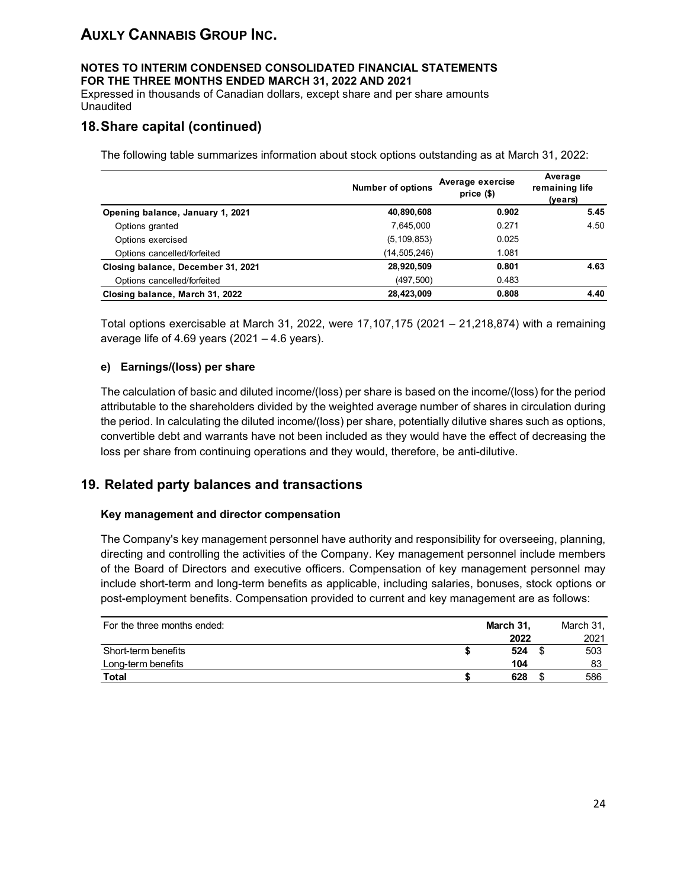# AUXLY CANNABIS GROUP INC.

**NOTES TO INTERIM CONDENSED CONSOLIDATED FINANCIAL STATEMENTS**
**FOR THE THREE MONTHS ENDED MARCH 31, 2022 AND 2021**
Expressed in thousands of Canadian dollars, except share and per share amounts
Unaudited

## 18. Share capital (continued)

The following table summarizes information about stock options outstanding as at March 31, 2022:

| | Number of options | Average exercise price ($) | Average remaining life (years) |
|---|---|---|---|
| **Opening balance, January 1, 2021** | **40,890,608** | **0.902** | **5.45** |
| Options granted | 7,645,000 | 0.271 | 4.50 |
| Options exercised | (5,109,853) | 0.025 | |
| Options cancelled/forfeited | (14,505,246) | 1.081 | |
| **Closing balance, December 31, 2021** | **28,920,509** | **0.801** | **4.63** |
| Options cancelled/forfeited | (497,500) | 0.483 | |
| **Closing balance, March 31, 2022** | **28,423,009** | **0.808** | **4.40** |

Total options exercisable at March 31, 2022, were 17,107,175 (2021 – 21,218,874) with a remaining average life of 4.69 years (2021 – 4.6 years).

### e) Earnings/(loss) per share

The calculation of basic and diluted income/(loss) per share is based on the income/(loss) for the period attributable to the shareholders divided by the weighted average number of shares in circulation during the period. In calculating the diluted income/(loss) per share, potentially dilutive shares such as options, convertible debt and warrants have not been included as they would have the effect of decreasing the loss per share from continuing operations and they would, therefore, be anti-dilutive.

## 19. Related party balances and transactions

### Key management and director compensation

The Company's key management personnel have authority and responsibility for overseeing, planning, directing and controlling the activities of the Company. Key management personnel include members of the Board of Directors and executive officers. Compensation of key management personnel may include short-term and long-term benefits as applicable, including salaries, bonuses, stock options or post-employment benefits. Compensation provided to current and key management are as follows:

| For the three months ended: | **March 31, 2022** | March 31, 2021 |
|---|---|---|
| Short-term benefits | **$ 524** | $ 503 |
| Long-term benefits | **104** | 83 |
| **Total** | **$ 628** | $ 586 |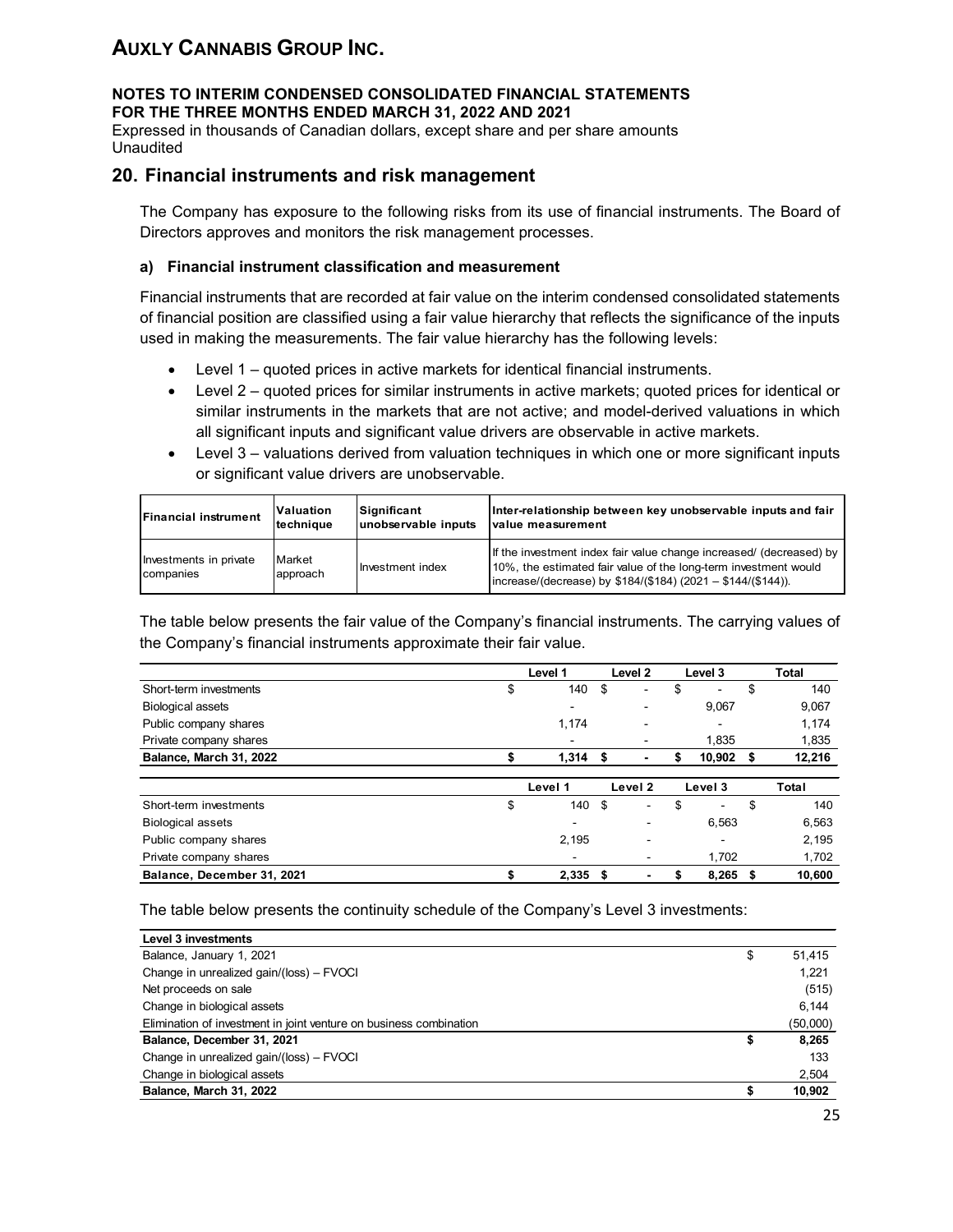## 20. Financial instruments and risk management

The Company has exposure to the following risks from its use of financial instruments. The Board of Directors approves and monitors the risk management processes.

### a) Financial instrument classification and measurement

Financial instruments that are recorded at fair value on the interim condensed consolidated statements of financial position are classified using a fair value hierarchy that reflects the significance of the inputs used in making the measurements. The fair value hierarchy has the following levels:

- Level 1 – quoted prices in active markets for identical financial instruments.
- Level 2 – quoted prices for similar instruments in active markets; quoted prices for identical or similar instruments in the markets that are not active; and model-derived valuations in which all significant inputs and significant value drivers are observable in active markets.
- Level 3 – valuations derived from valuation techniques in which one or more significant inputs or significant value drivers are unobservable.

| Financial instrument | Valuation technique | Significant unobservable inputs | Inter-relationship between key unobservable inputs and fair value measurement |
|---|---|---|---|
| Investments in private companies | Market approach | Investment index | If the investment index fair value change increased/ (decreased) by 10%, the estimated fair value of the long-term investment would increase/(decrease) by $184/($184) (2021 – $144/($144)). |

The table below presents the fair value of the Company's financial instruments. The carrying values of the Company's financial instruments approximate their fair value.

| | Level 1 | Level 2 | Level 3 | Total |
|---|---|---|---|---|
| Short-term investments | $ 140 | $ - | $ - | $ 140 |
| Biological assets | - | - | 9,067 | 9,067 |
| Public company shares | 1,174 | - | - | 1,174 |
| Private company shares | - | - | 1,835 | 1,835 |
| **Balance, March 31, 2022** | **$ 1,314** | **$ -** | **$ 10,902** | **$ 12,216** |

| | Level 1 | Level 2 | Level 3 | Total |
|---|---|---|---|---|
| Short-term investments | $ 140 | $ - | $ - | $ 140 |
| Biological assets | - | - | 6,563 | 6,563 |
| Public company shares | 2,195 | - | - | 2,195 |
| Private company shares | - | - | 1,702 | 1,702 |
| **Balance, December 31, 2021** | **$ 2,335** | **$ -** | **$ 8,265** | **$ 10,600** |

The table below presents the continuity schedule of the Company's Level 3 investments:

| **Level 3 investments** | |
|---|---|
| Balance, January 1, 2021 | $ 51,415 |
| Change in unrealized gain/(loss) – FVOCI | 1,221 |
| Net proceeds on sale | (515) |
| Change in biological assets | 6,144 |
| Elimination of investment in joint venture on business combination | (50,000) |
| **Balance, December 31, 2021** | **$ 8,265** |
| Change in unrealized gain/(loss) – FVOCI | 133 |
| Change in biological assets | 2,504 |
| **Balance, March 31, 2022** | **$ 10,902** |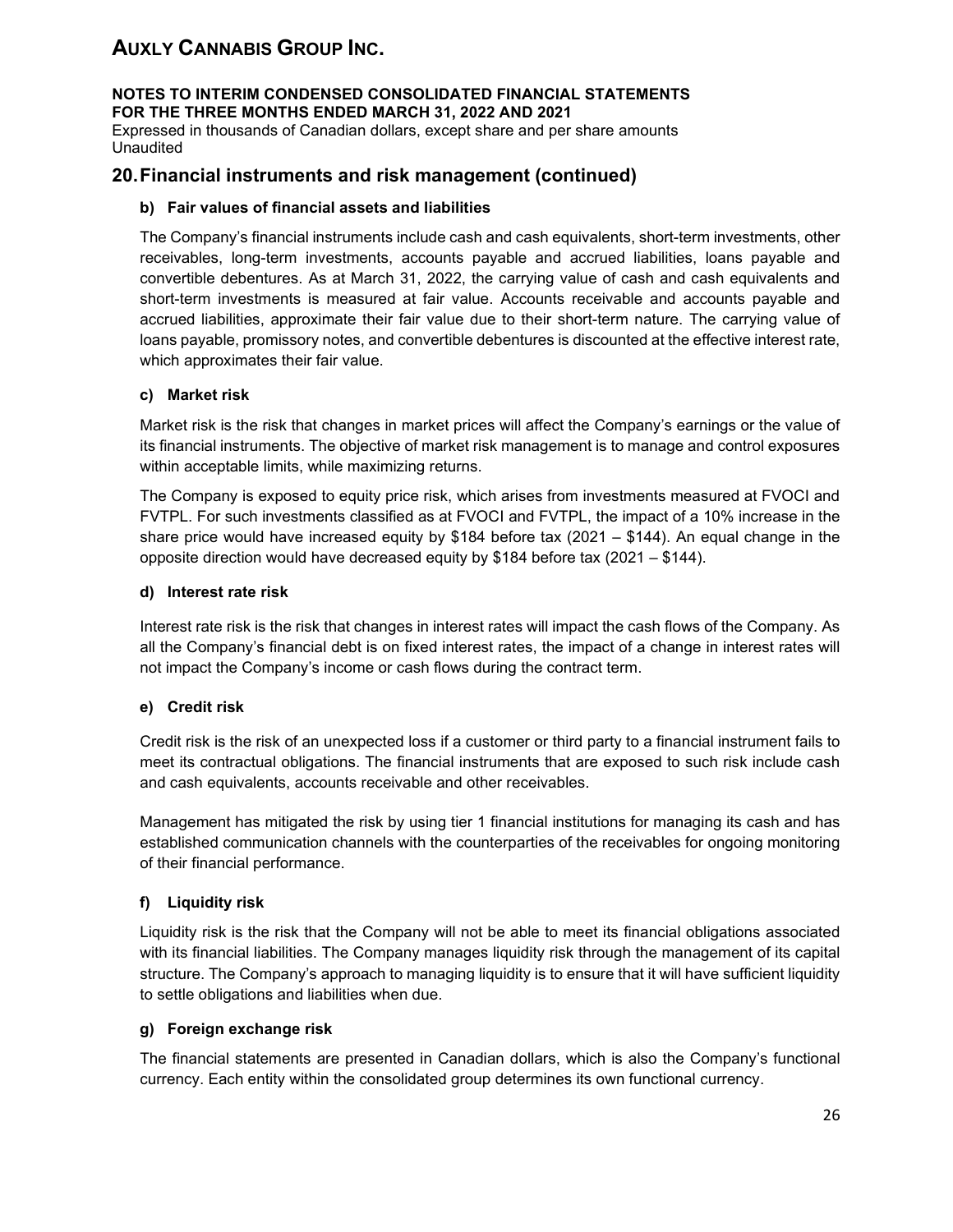## 20. Financial instruments and risk management (continued)

### b) Fair values of financial assets and liabilities

The Company's financial instruments include cash and cash equivalents, short-term investments, other receivables, long-term investments, accounts payable and accrued liabilities, loans payable and convertible debentures. As at March 31, 2022, the carrying value of cash and cash equivalents and short-term investments is measured at fair value. Accounts receivable and accounts payable and accrued liabilities, approximate their fair value due to their short-term nature. The carrying value of loans payable, promissory notes, and convertible debentures is discounted at the effective interest rate, which approximates their fair value.

### c) Market risk

Market risk is the risk that changes in market prices will affect the Company's earnings or the value of its financial instruments. The objective of market risk management is to manage and control exposures within acceptable limits, while maximizing returns.

The Company is exposed to equity price risk, which arises from investments measured at FVOCI and FVTPL. For such investments classified as at FVOCI and FVTPL, the impact of a 10% increase in the share price would have increased equity by $184 before tax (2021 – $144). An equal change in the opposite direction would have decreased equity by $184 before tax (2021 – $144).

### d) Interest rate risk

Interest rate risk is the risk that changes in interest rates will impact the cash flows of the Company. As all the Company's financial debt is on fixed interest rates, the impact of a change in interest rates will not impact the Company's income or cash flows during the contract term.

### e) Credit risk

Credit risk is the risk of an unexpected loss if a customer or third party to a financial instrument fails to meet its contractual obligations. The financial instruments that are exposed to such risk include cash and cash equivalents, accounts receivable and other receivables.

Management has mitigated the risk by using tier 1 financial institutions for managing its cash and has established communication channels with the counterparties of the receivables for ongoing monitoring of their financial performance.

### f) Liquidity risk

Liquidity risk is the risk that the Company will not be able to meet its financial obligations associated with its financial liabilities. The Company manages liquidity risk through the management of its capital structure. The Company's approach to managing liquidity is to ensure that it will have sufficient liquidity to settle obligations and liabilities when due.

### g) Foreign exchange risk

The financial statements are presented in Canadian dollars, which is also the Company's functional currency. Each entity within the consolidated group determines its own functional currency.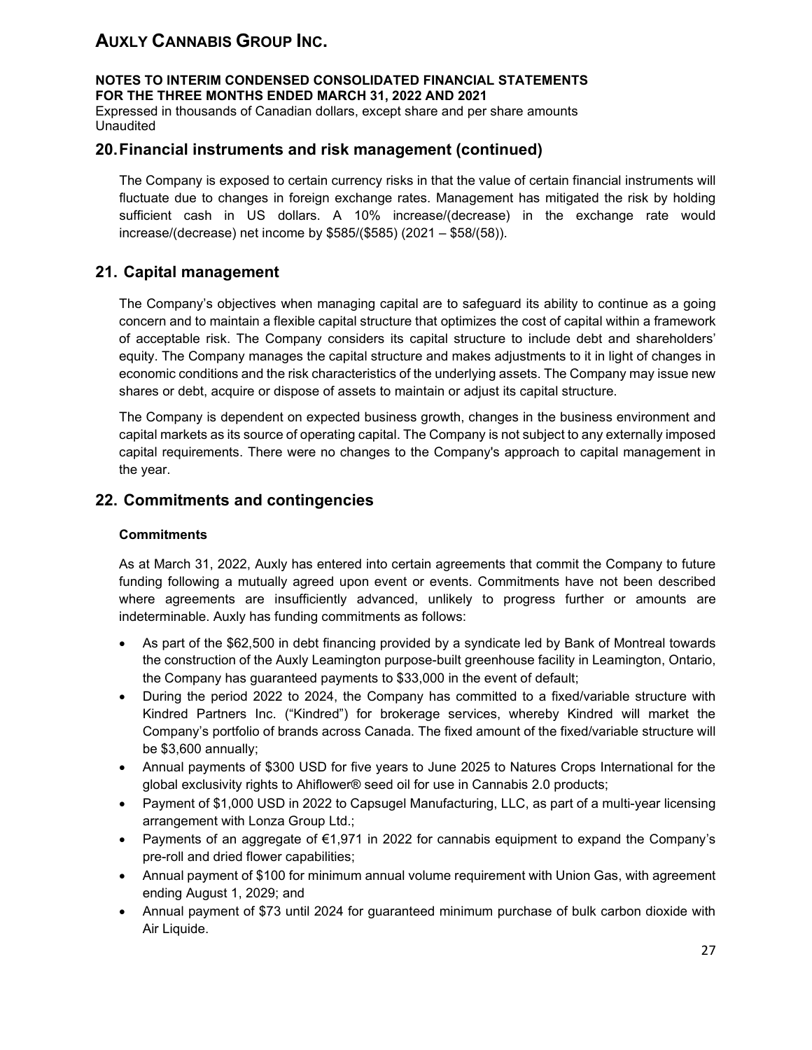The Company is exposed to certain currency risks in that the value of certain financial instruments will fluctuate due to changes in foreign exchange rates. Management has mitigated the risk by holding sufficient cash in US dollars. A 10% increase/(decrease) in the exchange rate would increase/(decrease) net income by $585/($585) (2021 – $58/(58)).

## 21. Capital management

The Company's objectives when managing capital are to safeguard its ability to continue as a going concern and to maintain a flexible capital structure that optimizes the cost of capital within a framework of acceptable risk. The Company considers its capital structure to include debt and shareholders' equity. The Company manages the capital structure and makes adjustments to it in light of changes in economic conditions and the risk characteristics of the underlying assets. The Company may issue new shares or debt, acquire or dispose of assets to maintain or adjust its capital structure.

The Company is dependent on expected business growth, changes in the business environment and capital markets as its source of operating capital. The Company is not subject to any externally imposed capital requirements. There were no changes to the Company's approach to capital management in the year.

## 22. Commitments and contingencies

### Commitments

As at March 31, 2022, Auxly has entered into certain agreements that commit the Company to future funding following a mutually agreed upon event or events. Commitments have not been described where agreements are insufficiently advanced, unlikely to progress further or amounts are indeterminable. Auxly has funding commitments as follows:

- As part of the $62,500 in debt financing provided by a syndicate led by Bank of Montreal towards the construction of the Auxly Leamington purpose-built greenhouse facility in Leamington, Ontario, the Company has guaranteed payments to $33,000 in the event of default;
- During the period 2022 to 2024, the Company has committed to a fixed/variable structure with Kindred Partners Inc. ("Kindred") for brokerage services, whereby Kindred will market the Company's portfolio of brands across Canada. The fixed amount of the fixed/variable structure will be $3,600 annually;
- Annual payments of $300 USD for five years to June 2025 to Natures Crops International for the global exclusivity rights to Ahiflower® seed oil for use in Cannabis 2.0 products;
- Payment of $1,000 USD in 2022 to Capsugel Manufacturing, LLC, as part of a multi-year licensing arrangement with Lonza Group Ltd.;
- Payments of an aggregate of €1,971 in 2022 for cannabis equipment to expand the Company's pre-roll and dried flower capabilities;
- Annual payment of $100 for minimum annual volume requirement with Union Gas, with agreement ending August 1, 2029; and
- Annual payment of $73 until 2024 for guaranteed minimum purchase of bulk carbon dioxide with Air Liquide.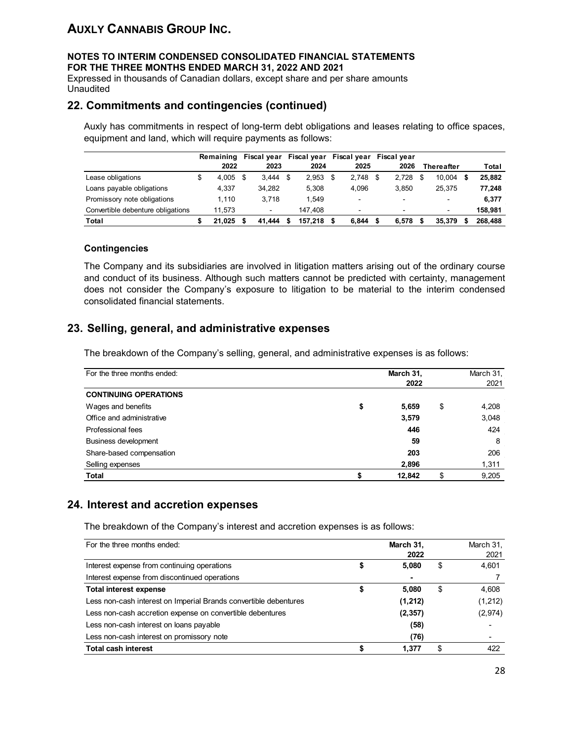# AUXLY CANNABIS GROUP INC.

**NOTES TO INTERIM CONDENSED CONSOLIDATED FINANCIAL STATEMENTS**
**FOR THE THREE MONTHS ENDED MARCH 31, 2022 AND 2021**
Expressed in thousands of Canadian dollars, except share and per share amounts
Unaudited

## 22. Commitments and contingencies (continued)

Auxly has commitments in respect of long-term debt obligations and leases relating to office spaces, equipment and land, which will require payments as follows:

| | Remaining 2022 | Fiscal year 2023 | Fiscal year 2024 | Fiscal year 2025 | Fiscal year 2026 | Thereafter | Total |
|---|---|---|---|---|---|---|---|
| Lease obligations | $ 4,005 | $ 3,444 | $ 2,953 | $ 2,748 | $ 2,728 | $ 10,004 | **$ 25,882** |
| Loans payable obligations | 4,337 | 34,282 | 5,308 | 4,096 | 3,850 | 25,375 | **77,248** |
| Promissory note obligations | 1,110 | 3,718 | 1,549 | - | - | - | **6,377** |
| Convertible debenture obligations | 11,573 | - | 147,408 | - | - | - | **158,981** |
| **Total** | **$ 21,025** | **$ 41,444** | **$ 157,218** | **$ 6,844** | **$ 6,578** | **$ 35,379** | **$ 268,488** |

### Contingencies

The Company and its subsidiaries are involved in litigation matters arising out of the ordinary course and conduct of its business. Although such matters cannot be predicted with certainty, management does not consider the Company's exposure to litigation to be material to the interim condensed consolidated financial statements.

## 23. Selling, general, and administrative expenses

The breakdown of the Company's selling, general, and administrative expenses is as follows:

| For the three months ended: | **March 31, 2022** | March 31, 2021 |
|---|---|---|
| **CONTINUING OPERATIONS** | | |
| Wages and benefits | **$ 5,659** | $ 4,208 |
| Office and administrative | **3,579** | 3,048 |
| Professional fees | **446** | 424 |
| Business development | **59** | 8 |
| Share-based compensation | **203** | 206 |
| Selling expenses | **2,896** | 1,311 |
| **Total** | **$ 12,842** | $ 9,205 |

## 24. Interest and accretion expenses

The breakdown of the Company's interest and accretion expenses is as follows:

| For the three months ended: | **March 31, 2022** | March 31, 2021 |
|---|---|---|
| Interest expense from continuing operations | **$ 5,080** | $ 4,601 |
| Interest expense from discontinued operations | **-** | 7 |
| **Total interest expense** | **$ 5,080** | $ 4,608 |
| Less non-cash interest on Imperial Brands convertible debentures | **(1,212)** | (1,212) |
| Less non-cash accretion expense on convertible debentures | **(2,357)** | (2,974) |
| Less non-cash interest on loans payable | **(58)** | - |
| Less non-cash interest on promissory note | **(76)** | - |
| **Total cash interest** | **$ 1,377** | $ 422 |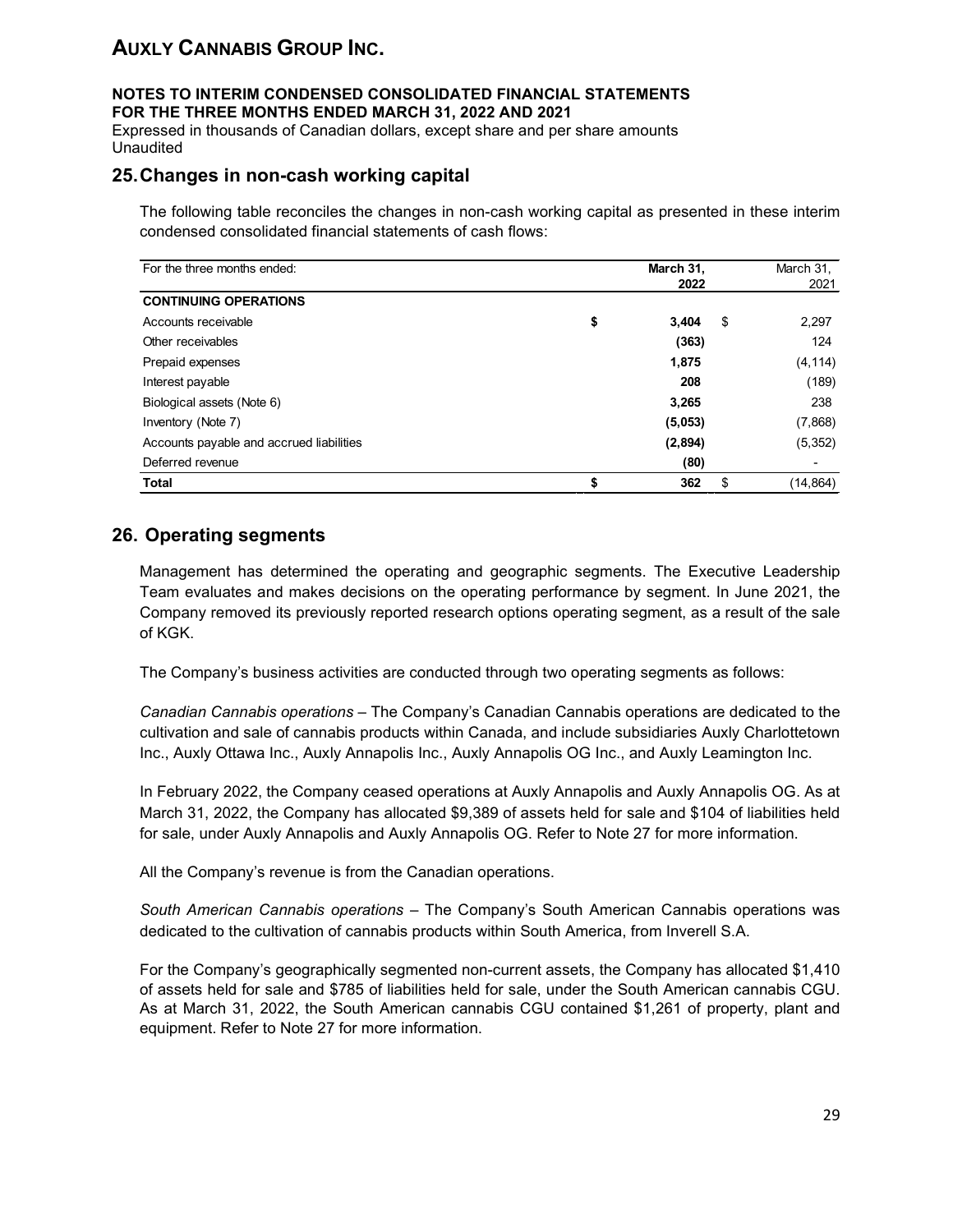# AUXLY CANNABIS GROUP INC.

**NOTES TO INTERIM CONDENSED CONSOLIDATED FINANCIAL STATEMENTS**
**FOR THE THREE MONTHS ENDED MARCH 31, 2022 AND 2021**
Expressed in thousands of Canadian dollars, except share and per share amounts
Unaudited

## 25. Changes in non-cash working capital

The following table reconciles the changes in non-cash working capital as presented in these interim condensed consolidated financial statements of cash flows:

| For the three months ended: | March 31, 2022 | March 31, 2021 |
|---|---|---|
| **CONTINUING OPERATIONS** | | |
| Accounts receivable | **$ 3,404** | $ 2,297 |
| Other receivables | **(363)** | 124 |
| Prepaid expenses | **1,875** | (4,114) |
| Interest payable | **208** | (189) |
| Biological assets (Note 6) | **3,265** | 238 |
| Inventory (Note 7) | **(5,053)** | (7,868) |
| Accounts payable and accrued liabilities | **(2,894)** | (5,352) |
| Deferred revenue | **(80)** | - |
| **Total** | **$ 362** | $ (14,864) |

## 26. Operating segments

Management has determined the operating and geographic segments. The Executive Leadership Team evaluates and makes decisions on the operating performance by segment. In June 2021, the Company removed its previously reported research options operating segment, as a result of the sale of KGK.

The Company's business activities are conducted through two operating segments as follows:

*Canadian Cannabis operations* – The Company's Canadian Cannabis operations are dedicated to the cultivation and sale of cannabis products within Canada, and include subsidiaries Auxly Charlottetown Inc., Auxly Ottawa Inc., Auxly Annapolis Inc., Auxly Annapolis OG Inc., and Auxly Leamington Inc.

In February 2022, the Company ceased operations at Auxly Annapolis and Auxly Annapolis OG. As at March 31, 2022, the Company has allocated $9,389 of assets held for sale and $104 of liabilities held for sale, under Auxly Annapolis and Auxly Annapolis OG. Refer to Note 27 for more information.

All the Company's revenue is from the Canadian operations.

*South American Cannabis operations* – The Company's South American Cannabis operations was dedicated to the cultivation of cannabis products within South America, from Inverell S.A.

For the Company's geographically segmented non-current assets, the Company has allocated $1,410 of assets held for sale and $785 of liabilities held for sale, under the South American cannabis CGU. As at March 31, 2022, the South American cannabis CGU contained $1,261 of property, plant and equipment. Refer to Note 27 for more information.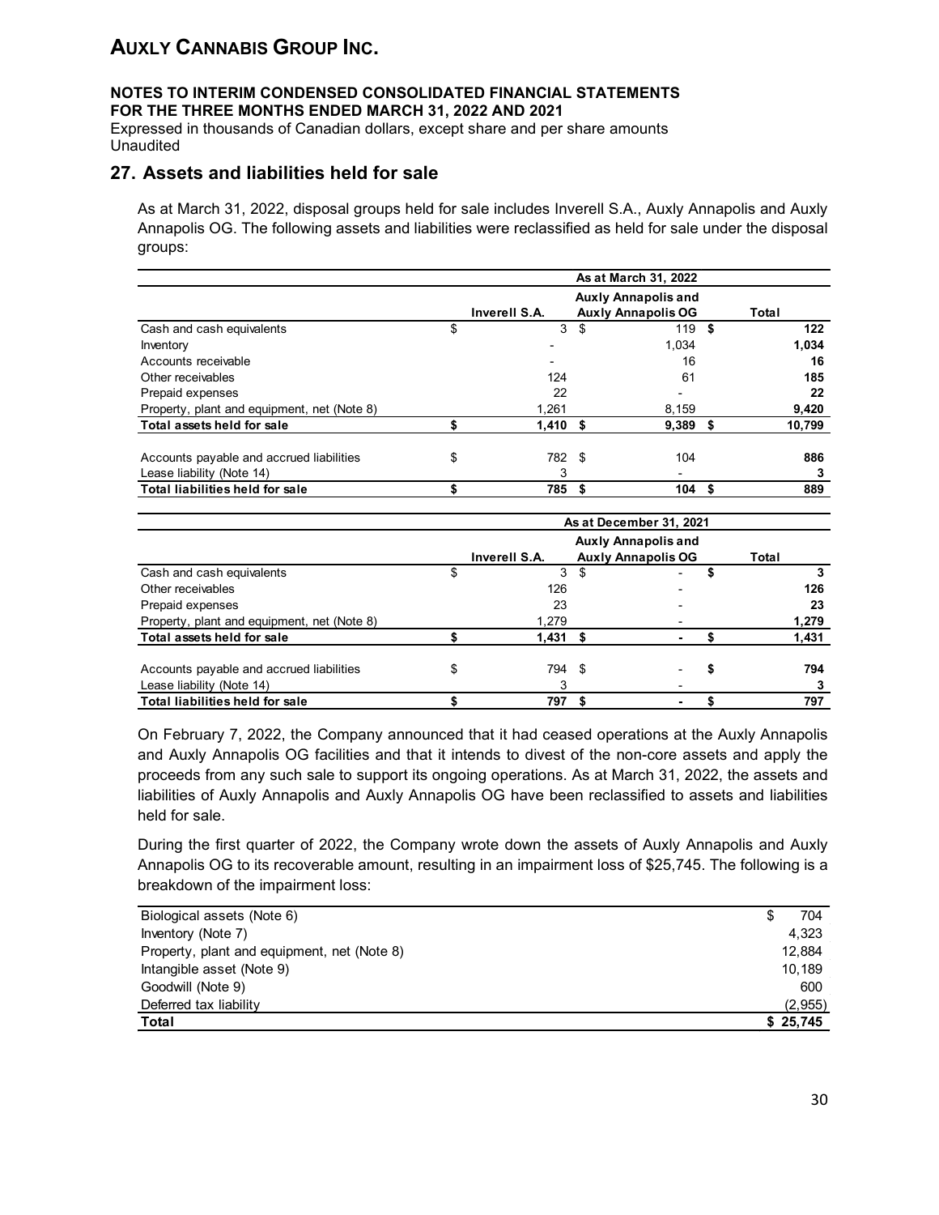# AUXLY CANNABIS GROUP INC.

**NOTES TO INTERIM CONDENSED CONSOLIDATED FINANCIAL STATEMENTS**
**FOR THE THREE MONTHS ENDED MARCH 31, 2022 AND 2021**
Expressed in thousands of Canadian dollars, except share and per share amounts
Unaudited

## 27. Assets and liabilities held for sale

As at March 31, 2022, disposal groups held for sale includes Inverell S.A., Auxly Annapolis and Auxly Annapolis OG. The following assets and liabilities were reclassified as held for sale under the disposal groups:

| | As at March 31, 2022 | | |
|---|---|---|---|
| | Inverell S.A. | Auxly Annapolis and Auxly Annapolis OG | Total |
| Cash and cash equivalents | $ 3 | $ 119 | **$ 122** |
| Inventory | - | 1,034 | **1,034** |
| Accounts receivable | - | 16 | **16** |
| Other receivables | 124 | 61 | **185** |
| Prepaid expenses | 22 | - | **22** |
| Property, plant and equipment, net (Note 8) | 1,261 | 8,159 | **9,420** |
| **Total assets held for sale** | **$ 1,410** | **$ 9,389** | **$ 10,799** |
| | | | |
| Accounts payable and accrued liabilities | $ 782 | $ 104 | **886** |
| Lease liability (Note 14) | 3 | - | **3** |
| **Total liabilities held for sale** | **$ 785** | **$ 104** | **$ 889** |

| | As at December 31, 2021 | | |
|---|---|---|---|
| | Inverell S.A. | Auxly Annapolis and Auxly Annapolis OG | Total |
| Cash and cash equivalents | $ 3 | $ - | **$ 3** |
| Other receivables | 126 | - | **126** |
| Prepaid expenses | 23 | - | **23** |
| Property, plant and equipment, net (Note 8) | 1,279 | - | **1,279** |
| **Total assets held for sale** | **$ 1,431** | **$ -** | **$ 1,431** |
| | | | |
| Accounts payable and accrued liabilities | $ 794 | $ - | **$ 794** |
| Lease liability (Note 14) | 3 | - | **3** |
| **Total liabilities held for sale** | **$ 797** | **$ -** | **$ 797** |

On February 7, 2022, the Company announced that it had ceased operations at the Auxly Annapolis and Auxly Annapolis OG facilities and that it intends to divest of the non-core assets and apply the proceeds from any such sale to support its ongoing operations. As at March 31, 2022, the assets and liabilities of Auxly Annapolis and Auxly Annapolis OG have been reclassified to assets and liabilities held for sale.

During the first quarter of 2022, the Company wrote down the assets of Auxly Annapolis and Auxly Annapolis OG to its recoverable amount, resulting in an impairment loss of $25,745. The following is a breakdown of the impairment loss:

| | |
|---|---|
| Biological assets (Note 6) | $ 704 |
| Inventory (Note 7) | 4,323 |
| Property, plant and equipment, net (Note 8) | 12,884 |
| Intangible asset (Note 9) | 10,189 |
| Goodwill (Note 9) | 600 |
| Deferred tax liability | (2,955) |
| **Total** | **$ 25,745** |